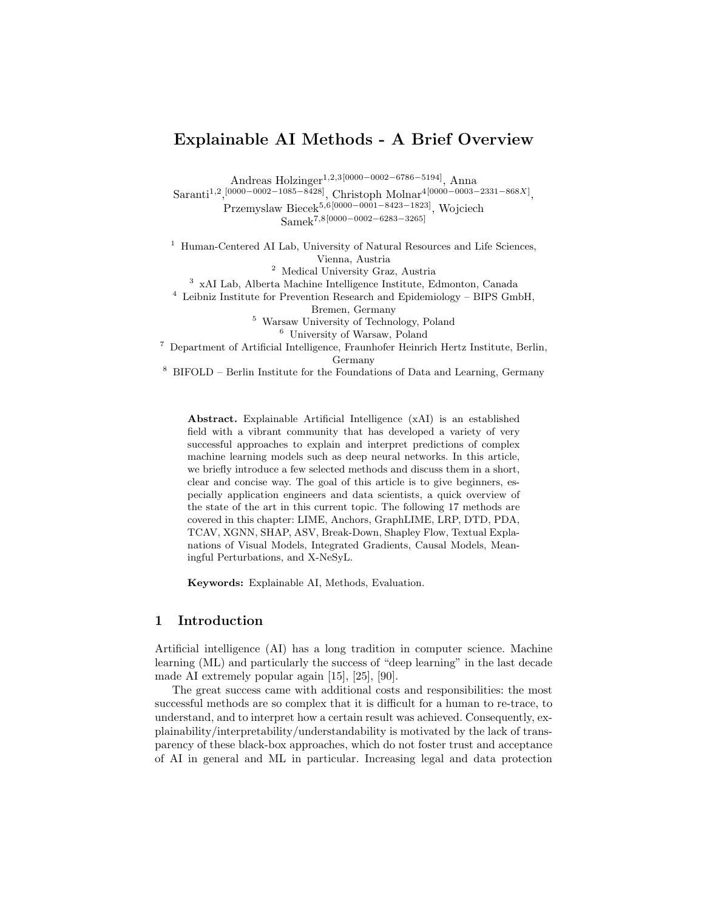# Explainable AI Methods - A Brief Overview

Andreas Holzinger[1,2,3][0000-0002-6786-5194], Anna Saranti[1,2],[0000-0002-1085-8428], Christoph Molnar[4][0000-0003-2331-868X], Przemyslaw Biecek[5,6][0000-0001-8423-1823], Wojciech Samek[7,8][0000-0002-6283-3265]

[1] Human-Centered AI Lab, University of Natural Resources and Life Sciences, Vienna, Austria
[2] Medical University Graz, Austria
[3] xAI Lab, Alberta Machine Intelligence Institute, Edmonton, Canada
[4] Leibniz Institute for Prevention Research and Epidemiology – BIPS GmbH, Bremen, Germany
[5] Warsaw University of Technology, Poland
[6] University of Warsaw, Poland
[7] Department of Artificial Intelligence, Fraunhofer Heinrich Hertz Institute, Berlin, Germany
[8] BIFOLD – Berlin Institute for the Foundations of Data and Learning, Germany

**Abstract.** Explainable Artificial Intelligence (xAI) is an established field with a vibrant community that has developed a variety of very successful approaches to explain and interpret predictions of complex machine learning models such as deep neural networks. In this article, we briefly introduce a few selected methods and discuss them in a short, clear and concise way. The goal of this article is to give beginners, especially application engineers and data scientists, a quick overview of the state of the art in this current topic. The following 17 methods are covered in this chapter: LIME, Anchors, GraphLIME, LRP, DTD, PDA, TCAV, XGNN, SHAP, ASV, Break-Down, Shapley Flow, Textual Explanations of Visual Models, Integrated Gradients, Causal Models, Meaningful Perturbations, and X-NeSyL.

**Keywords:** Explainable AI, Methods, Evaluation.

## 1 Introduction

Artificial intelligence (AI) has a long tradition in computer science. Machine learning (ML) and particularly the success of "deep learning" in the last decade made AI extremely popular again [15], [25], [90].

The great success came with additional costs and responsibilities: the most successful methods are so complex that it is difficult for a human to re-trace, to understand, and to interpret how a certain result was achieved. Consequently, explainability/interpretability/understandability is motivated by the lack of transparency of these black-box approaches, which do not foster trust and acceptance of AI in general and ML in particular. Increasing legal and data protection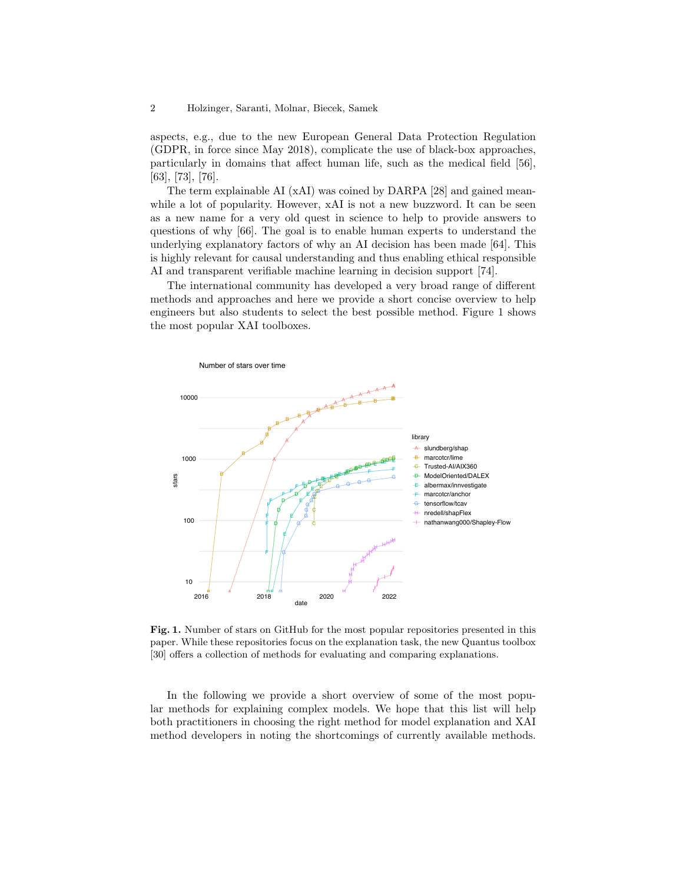aspects, e.g., due to the new European General Data Protection Regulation (GDPR, in force since May 2018), complicate the use of black-box approaches, particularly in domains that affect human life, such as the medical field [56], [63], [73], [76].

The term explainable AI (xAI) was coined by DARPA [28] and gained meanwhile a lot of popularity. However, xAI is not a new buzzword. It can be seen as a new name for a very old quest in science to help to provide answers to questions of why [66]. The goal is to enable human experts to understand the underlying explanatory factors of why an AI decision has been made [64]. This is highly relevant for causal understanding and thus enabling ethical responsible AI and transparent verifiable machine learning in decision support [74].

The international community has developed a very broad range of different methods and approaches and here we provide a short concise overview to help engineers but also students to select the best possible method. Figure 1 shows the most popular XAI toolboxes.

**Fig. 1.** Number of stars on GitHub for the most popular repositories presented in this paper. While these repositories focus on the explanation task, the new Quantus toolbox [30] offers a collection of methods for evaluating and comparing explanations.

In the following we provide a short overview of some of the most popular methods for explaining complex models. We hope that this list will help both practitioners in choosing the right method for model explanation and XAI method developers in noting the shortcomings of currently available methods.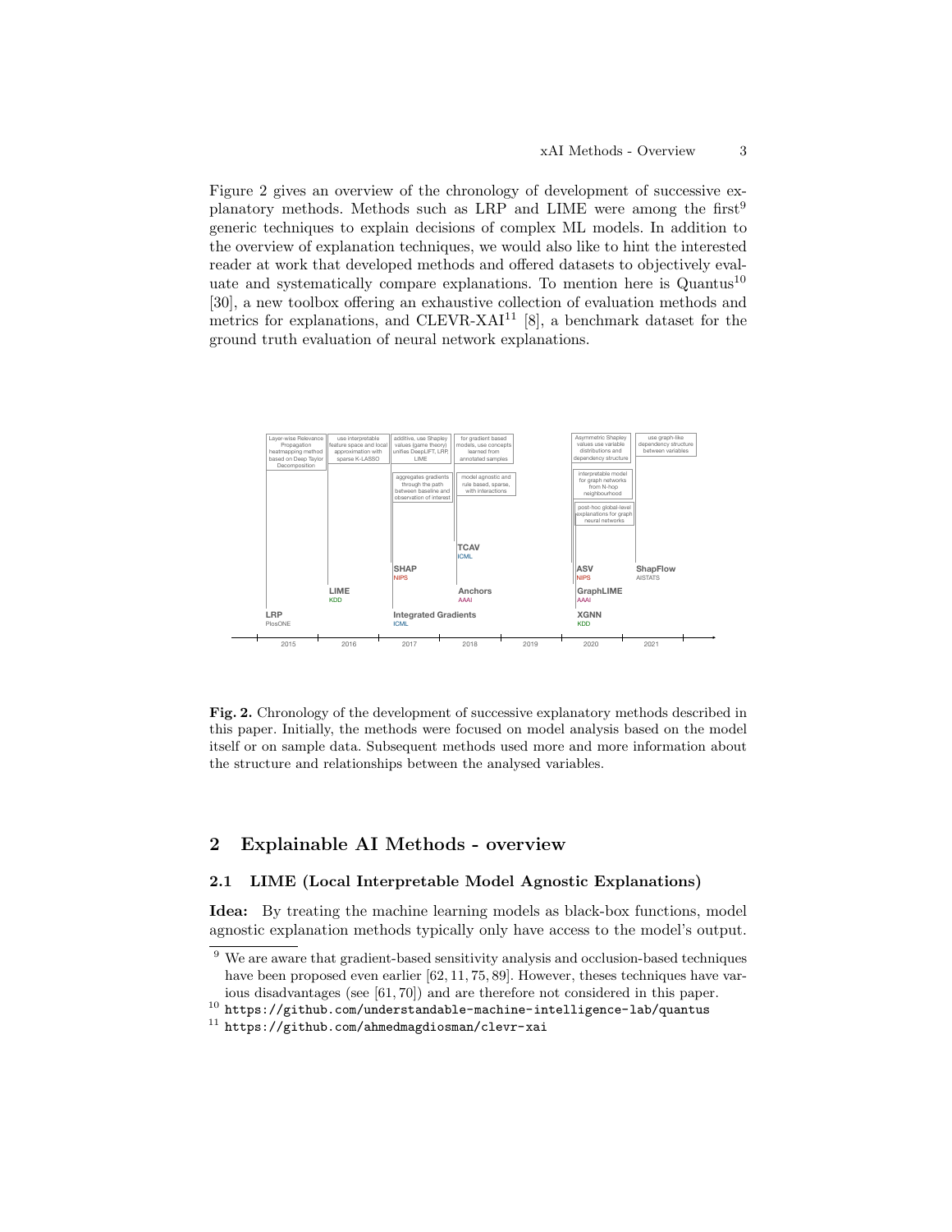Figure 2 gives an overview of the chronology of development of successive explanatory methods. Methods such as LRP and LIME were among the first[9] generic techniques to explain decisions of complex ML models. In addition to the overview of explanation techniques, we would also like to hint the interested reader at work that developed methods and offered datasets to objectively evaluate and systematically compare explanations. To mention here is Quantus[10] [30], a new toolbox offering an exhaustive collection of evaluation methods and metrics for explanations, and CLEVR-XAI[11] [8], a benchmark dataset for the ground truth evaluation of neural network explanations.

**Fig. 2.** Chronology of the development of successive explanatory methods described in this paper. Initially, the methods were focused on model analysis based on the model itself or on sample data. Subsequent methods used more and more information about the structure and relationships between the analysed variables.

## 2 Explainable AI Methods - overview

### 2.1 LIME (Local Interpretable Model Agnostic Explanations)

**Idea:** By treating the machine learning models as black-box functions, model agnostic explanation methods typically only have access to the model's output.

---

[9] We are aware that gradient-based sensitivity analysis and occlusion-based techniques have been proposed even earlier [62, 11, 75, 89]. However, theses techniques have various disadvantages (see [61, 70]) and are therefore not considered in this paper.

[10] `https://github.com/understandable-machine-intelligence-lab/quantus`

[11] `https://github.com/ahmedmagdiosman/clevr-xai`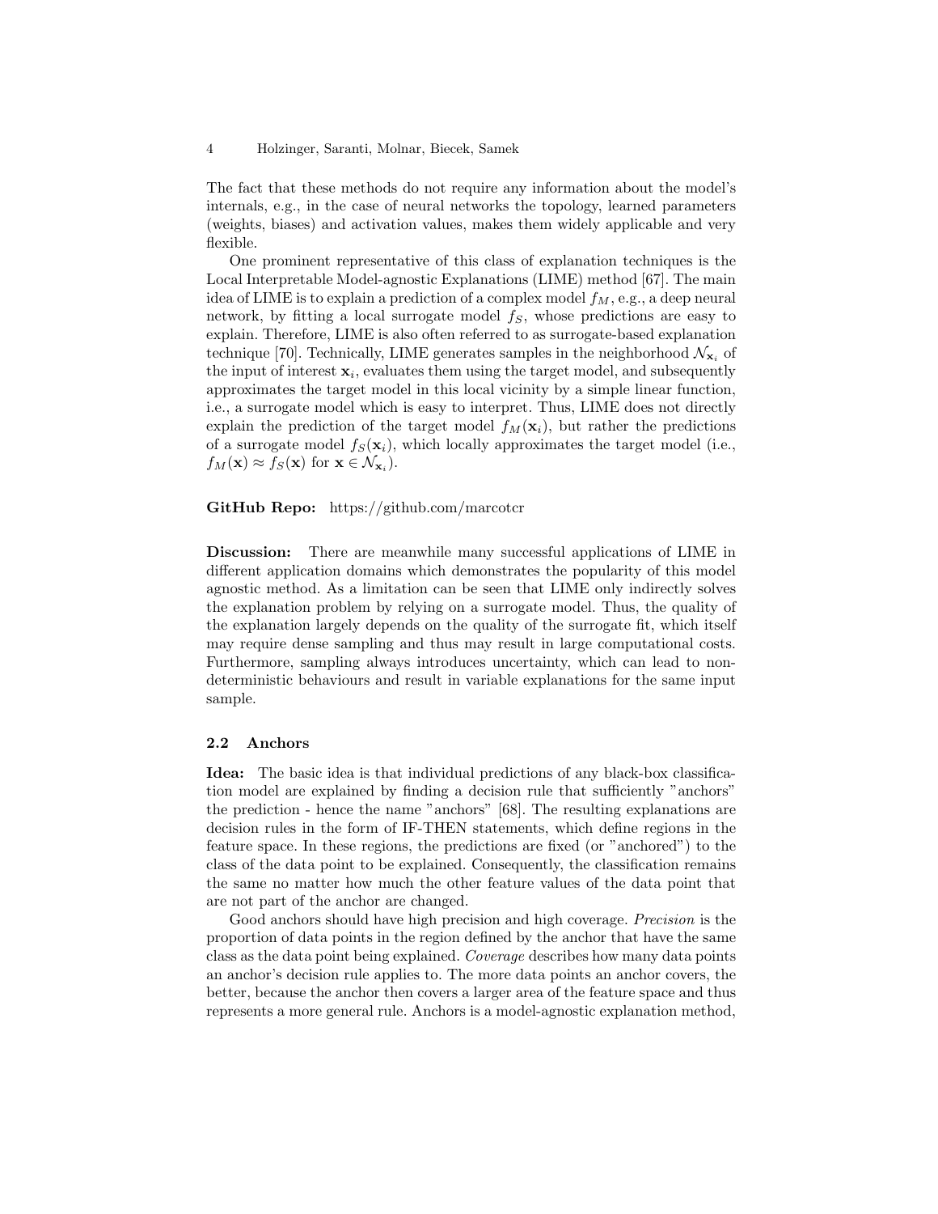The fact that these methods do not require any information about the model's internals, e.g., in the case of neural networks the topology, learned parameters (weights, biases) and activation values, makes them widely applicable and very flexible.

One prominent representative of this class of explanation techniques is the Local Interpretable Model-agnostic Explanations (LIME) method [67]. The main idea of LIME is to explain a prediction of a complex model $f_M$, e.g., a deep neural network, by fitting a local surrogate model $f_S$, whose predictions are easy to explain. Therefore, LIME is also often referred to as surrogate-based explanation technique [70]. Technically, LIME generates samples in the neighborhood $\mathcal{N}_{\mathbf{x}_i}$ of the input of interest $\mathbf{x}_i$, evaluates them using the target model, and subsequently approximates the target model in this local vicinity by a simple linear function, i.e., a surrogate model which is easy to interpret. Thus, LIME does not directly explain the prediction of the target model $f_M(\mathbf{x}_i)$, but rather the predictions of a surrogate model $f_S(\mathbf{x}_i)$, which locally approximates the target model (i.e., $f_M(\mathbf{x}) \approx f_S(\mathbf{x})$ for $\mathbf{x} \in \mathcal{N}_{\mathbf{x}_i}$).

**GitHub Repo:** https://github.com/marcotcr

**Discussion:** There are meanwhile many successful applications of LIME in different application domains which demonstrates the popularity of this model agnostic method. As a limitation can be seen that LIME only indirectly solves the explanation problem by relying on a surrogate model. Thus, the quality of the explanation largely depends on the quality of the surrogate fit, which itself may require dense sampling and thus may result in large computational costs. Furthermore, sampling always introduces uncertainty, which can lead to non-deterministic behaviours and result in variable explanations for the same input sample.

### 2.2 Anchors

**Idea:** The basic idea is that individual predictions of any black-box classification model are explained by finding a decision rule that sufficiently "anchors" the prediction - hence the name "anchors" [68]. The resulting explanations are decision rules in the form of IF-THEN statements, which define regions in the feature space. In these regions, the predictions are fixed (or "anchored") to the class of the data point to be explained. Consequently, the classification remains the same no matter how much the other feature values of the data point that are not part of the anchor are changed.

Good anchors should have high precision and high coverage. *Precision* is the proportion of data points in the region defined by the anchor that have the same class as the data point being explained. *Coverage* describes how many data points an anchor's decision rule applies to. The more data points an anchor covers, the better, because the anchor then covers a larger area of the feature space and thus represents a more general rule. Anchors is a model-agnostic explanation method,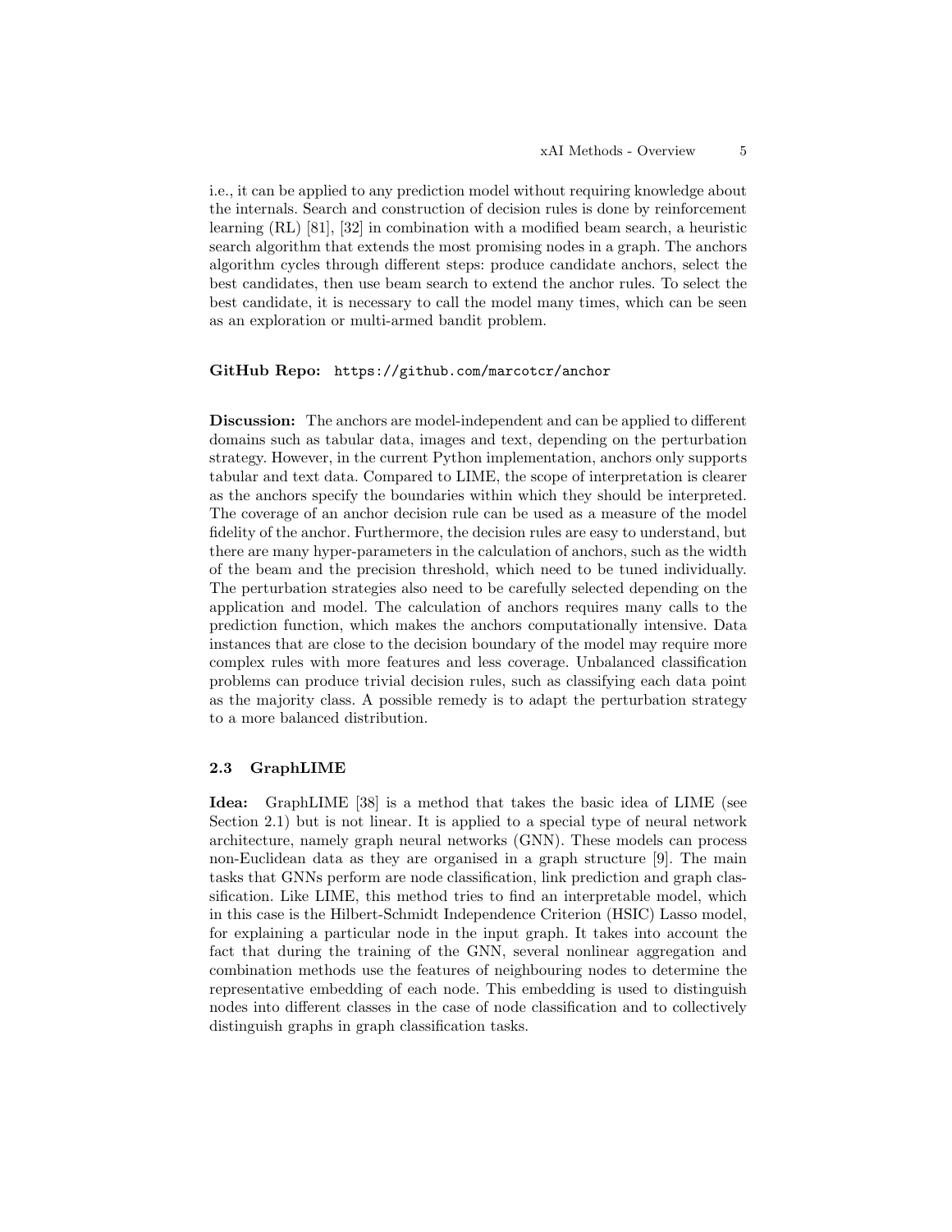i.e., it can be applied to any prediction model without requiring knowledge about the internals. Search and construction of decision rules is done by reinforcement learning (RL) [81], [32] in combination with a modified beam search, a heuristic search algorithm that extends the most promising nodes in a graph. The anchors algorithm cycles through different steps: produce candidate anchors, select the best candidates, then use beam search to extend the anchor rules. To select the best candidate, it is necessary to call the model many times, which can be seen as an exploration or multi-armed bandit problem.

**GitHub Repo:** `https://github.com/marcotcr/anchor`

**Discussion:** The anchors are model-independent and can be applied to different domains such as tabular data, images and text, depending on the perturbation strategy. However, in the current Python implementation, anchors only supports tabular and text data. Compared to LIME, the scope of interpretation is clearer as the anchors specify the boundaries within which they should be interpreted. The coverage of an anchor decision rule can be used as a measure of the model fidelity of the anchor. Furthermore, the decision rules are easy to understand, but there are many hyper-parameters in the calculation of anchors, such as the width of the beam and the precision threshold, which need to be tuned individually. The perturbation strategies also need to be carefully selected depending on the application and model. The calculation of anchors requires many calls to the prediction function, which makes the anchors computationally intensive. Data instances that are close to the decision boundary of the model may require more complex rules with more features and less coverage. Unbalanced classification problems can produce trivial decision rules, such as classifying each data point as the majority class. A possible remedy is to adapt the perturbation strategy to a more balanced distribution.

### 2.3 GraphLIME

**Idea:** GraphLIME [38] is a method that takes the basic idea of LIME (see Section 2.1) but is not linear. It is applied to a special type of neural network architecture, namely graph neural networks (GNN). These models can process non-Euclidean data as they are organised in a graph structure [9]. The main tasks that GNNs perform are node classification, link prediction and graph classification. Like LIME, this method tries to find an interpretable model, which in this case is the Hilbert-Schmidt Independence Criterion (HSIC) Lasso model, for explaining a particular node in the input graph. It takes into account the fact that during the training of the GNN, several nonlinear aggregation and combination methods use the features of neighbouring nodes to determine the representative embedding of each node. This embedding is used to distinguish nodes into different classes in the case of node classification and to collectively distinguish graphs in graph classification tasks.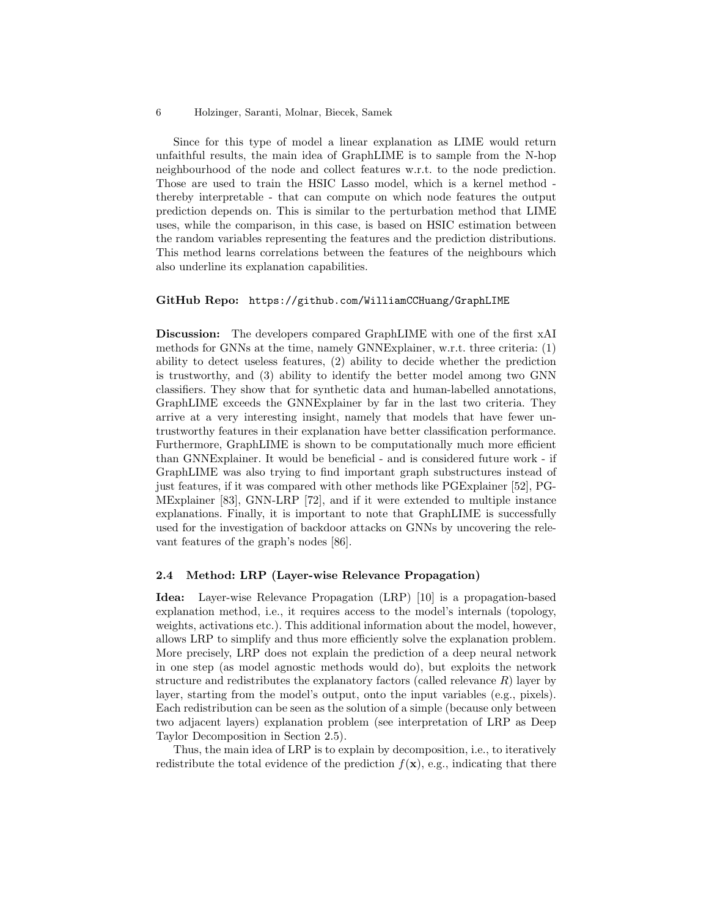Since for this type of model a linear explanation as LIME would return unfaithful results, the main idea of GraphLIME is to sample from the N-hop neighbourhood of the node and collect features w.r.t. to the node prediction. Those are used to train the HSIC Lasso model, which is a kernel method - thereby interpretable - that can compute on which node features the output prediction depends on. This is similar to the perturbation method that LIME uses, while the comparison, in this case, is based on HSIC estimation between the random variables representing the features and the prediction distributions. This method learns correlations between the features of the neighbours which also underline its explanation capabilities.

**GitHub Repo:** `https://github.com/WilliamCCHuang/GraphLIME`

**Discussion:** The developers compared GraphLIME with one of the first xAI methods for GNNs at the time, namely GNNExplainer, w.r.t. three criteria: (1) ability to detect useless features, (2) ability to decide whether the prediction is trustworthy, and (3) ability to identify the better model among two GNN classifiers. They show that for synthetic data and human-labelled annotations, GraphLIME exceeds the GNNExplainer by far in the last two criteria. They arrive at a very interesting insight, namely that models that have fewer untrustworthy features in their explanation have better classification performance. Furthermore, GraphLIME is shown to be computationally much more efficient than GNNExplainer. It would be beneficial - and is considered future work - if GraphLIME was also trying to find important graph substructures instead of just features, if it was compared with other methods like PGExplainer [52], PGMExplainer [83], GNN-LRP [72], and if it were extended to multiple instance explanations. Finally, it is important to note that GraphLIME is successfully used for the investigation of backdoor attacks on GNNs by uncovering the relevant features of the graph's nodes [86].

### 2.4 Method: LRP (Layer-wise Relevance Propagation)

**Idea:** Layer-wise Relevance Propagation (LRP) [10] is a propagation-based explanation method, i.e., it requires access to the model's internals (topology, weights, activations etc.). This additional information about the model, however, allows LRP to simplify and thus more efficiently solve the explanation problem. More precisely, LRP does not explain the prediction of a deep neural network in one step (as model agnostic methods would do), but exploits the network structure and redistributes the explanatory factors (called relevance $R$) layer by layer, starting from the model's output, onto the input variables (e.g., pixels). Each redistribution can be seen as the solution of a simple (because only between two adjacent layers) explanation problem (see interpretation of LRP as Deep Taylor Decomposition in Section 2.5).

Thus, the main idea of LRP is to explain by decomposition, i.e., to iteratively redistribute the total evidence of the prediction $f(\mathbf{x})$, e.g., indicating that there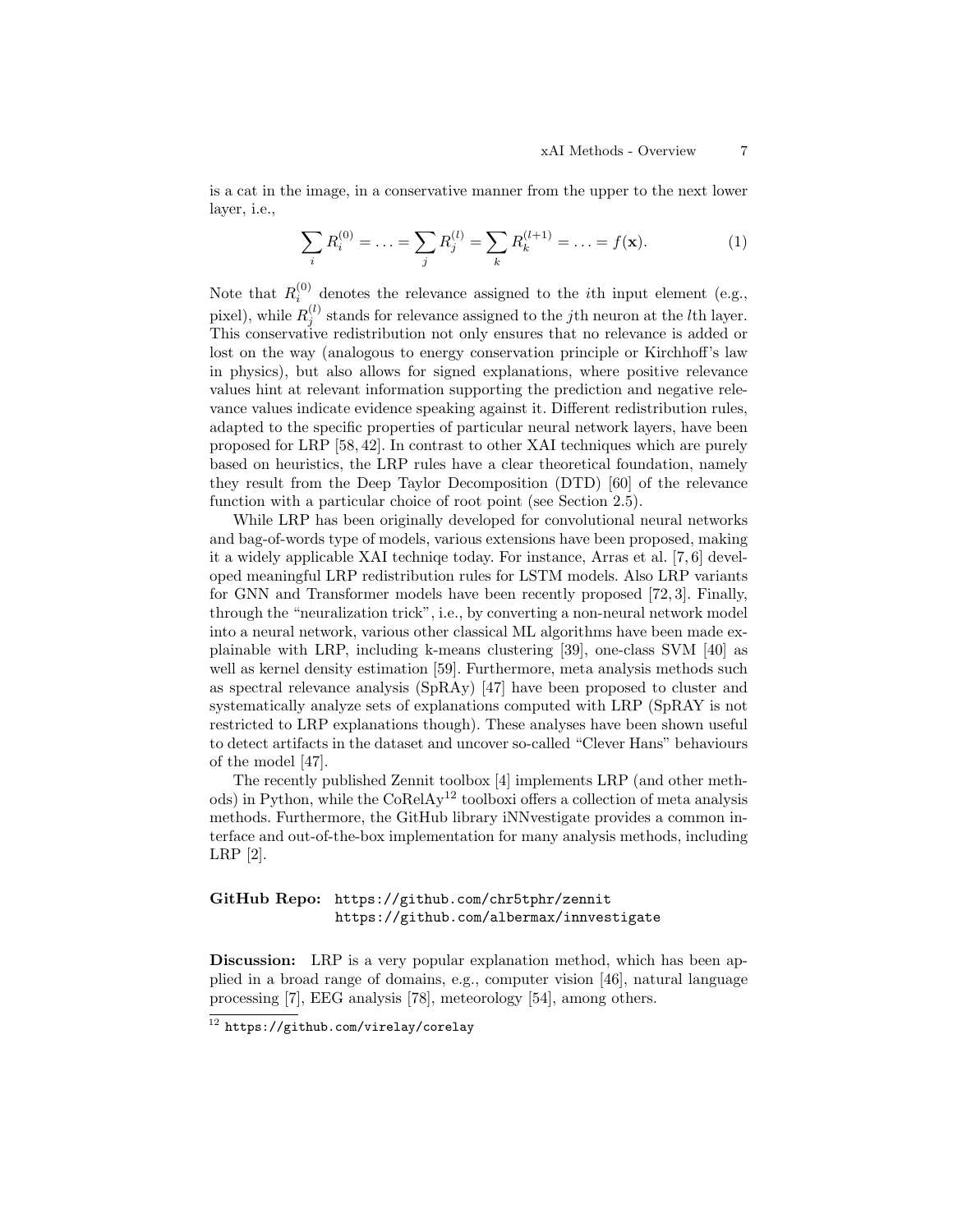is a cat in the image, in a conservative manner from the upper to the next lower layer, i.e.,

$$\sum_i R_i^{(0)} = \ldots = \sum_j R_j^{(l)} = \sum_k R_k^{(l+1)} = \ldots = f(\mathbf{x}). \tag{1}$$

Note that $R_i^{(0)}$ denotes the relevance assigned to the $i$th input element (e.g., pixel), while $R_j^{(l)}$ stands for relevance assigned to the $j$th neuron at the $l$th layer. This conservative redistribution not only ensures that no relevance is added or lost on the way (analogous to energy conservation principle or Kirchhoff's law in physics), but also allows for signed explanations, where positive relevance values hint at relevant information supporting the prediction and negative relevance values indicate evidence speaking against it. Different redistribution rules, adapted to the specific properties of particular neural network layers, have been proposed for LRP [58, 42]. In contrast to other XAI techniques which are purely based on heuristics, the LRP rules have a clear theoretical foundation, namely they result from the Deep Taylor Decomposition (DTD) [60] of the relevance function with a particular choice of root point (see Section 2.5).

While LRP has been originally developed for convolutional neural networks and bag-of-words type of models, various extensions have been proposed, making it a widely applicable XAI techniqe today. For instance, Arras et al. [7, 6] developed meaningful LRP redistribution rules for LSTM models. Also LRP variants for GNN and Transformer models have been recently proposed [72, 3]. Finally, through the "neuralization trick", i.e., by converting a non-neural network model into a neural network, various other classical ML algorithms have been made explainable with LRP, including k-means clustering [39], one-class SVM [40] as well as kernel density estimation [59]. Furthermore, meta analysis methods such as spectral relevance analysis (SpRAy) [47] have been proposed to cluster and systematically analyze sets of explanations computed with LRP (SpRAY is not restricted to LRP explanations though). These analyses have been shown useful to detect artifacts in the dataset and uncover so-called "Clever Hans" behaviours of the model [47].

The recently published Zennit toolbox [4] implements LRP (and other methods) in Python, while the CoRelAy[12] toolboxi offers a collection of meta analysis methods. Furthermore, the GitHub library iNNvestigate provides a common interface and out-of-the-box implementation for many analysis methods, including LRP [2].

**GitHub Repo:** https://github.com/chr5tphr/zennit
https://github.com/albermax/innvestigate

**Discussion:** LRP is a very popular explanation method, which has been applied in a broad range of domains, e.g., computer vision [46], natural language processing [7], EEG analysis [78], meteorology [54], among others.

[12] https://github.com/virelay/corelay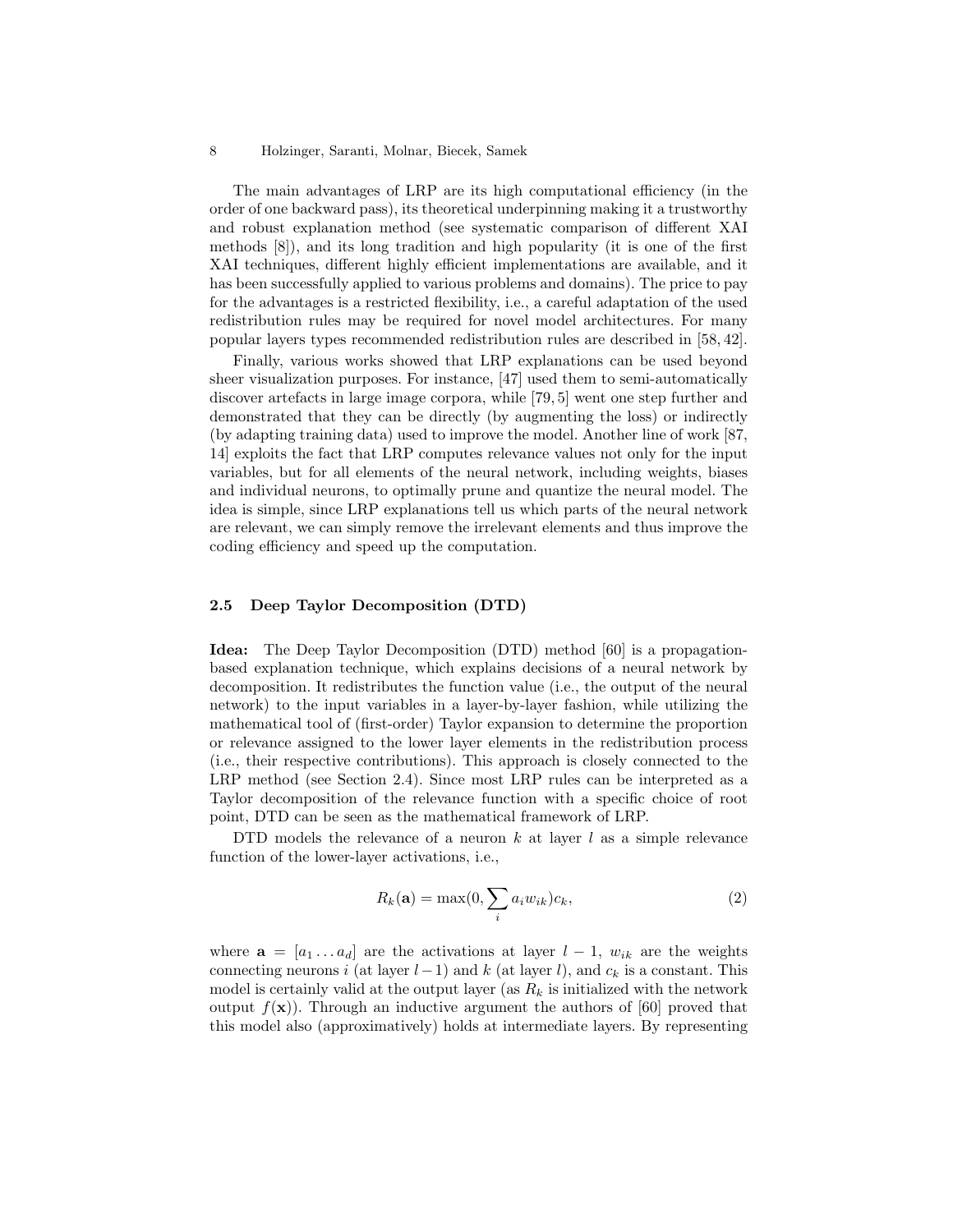The main advantages of LRP are its high computational efficiency (in the order of one backward pass), its theoretical underpinning making it a trustworthy and robust explanation method (see systematic comparison of different XAI methods [8]), and its long tradition and high popularity (it is one of the first XAI techniques, different highly efficient implementations are available, and it has been successfully applied to various problems and domains). The price to pay for the advantages is a restricted flexibility, i.e., a careful adaptation of the used redistribution rules may be required for novel model architectures. For many popular layers types recommended redistribution rules are described in [58, 42].

Finally, various works showed that LRP explanations can be used beyond sheer visualization purposes. For instance, [47] used them to semi-automatically discover artefacts in large image corpora, while [79, 5] went one step further and demonstrated that they can be directly (by augmenting the loss) or indirectly (by adapting training data) used to improve the model. Another line of work [87, 14] exploits the fact that LRP computes relevance values not only for the input variables, but for all elements of the neural network, including weights, biases and individual neurons, to optimally prune and quantize the neural model. The idea is simple, since LRP explanations tell us which parts of the neural network are relevant, we can simply remove the irrelevant elements and thus improve the coding efficiency and speed up the computation.

### 2.5 Deep Taylor Decomposition (DTD)

**Idea:** The Deep Taylor Decomposition (DTD) method [60] is a propagation-based explanation technique, which explains decisions of a neural network by decomposition. It redistributes the function value (i.e., the output of the neural network) to the input variables in a layer-by-layer fashion, while utilizing the mathematical tool of (first-order) Taylor expansion to determine the proportion or relevance assigned to the lower layer elements in the redistribution process (i.e., their respective contributions). This approach is closely connected to the LRP method (see Section 2.4). Since most LRP rules can be interpreted as a Taylor decomposition of the relevance function with a specific choice of root point, DTD can be seen as the mathematical framework of LRP.

DTD models the relevance of a neuron $k$ at layer $l$ as a simple relevance function of the lower-layer activations, i.e.,

$$R_k(\mathbf{a}) = \max(0, \sum_i a_i w_{ik}) c_k, \tag{2}$$

where $\mathbf{a} = [a_1 \ldots a_d]$ are the activations at layer $l-1$, $w_{ik}$ are the weights connecting neurons $i$ (at layer $l-1$) and $k$ (at layer $l$), and $c_k$ is a constant. This model is certainly valid at the output layer (as $R_k$ is initialized with the network output $f(\mathbf{x})$). Through an inductive argument the authors of [60] proved that this model also (approximatively) holds at intermediate layers. By representing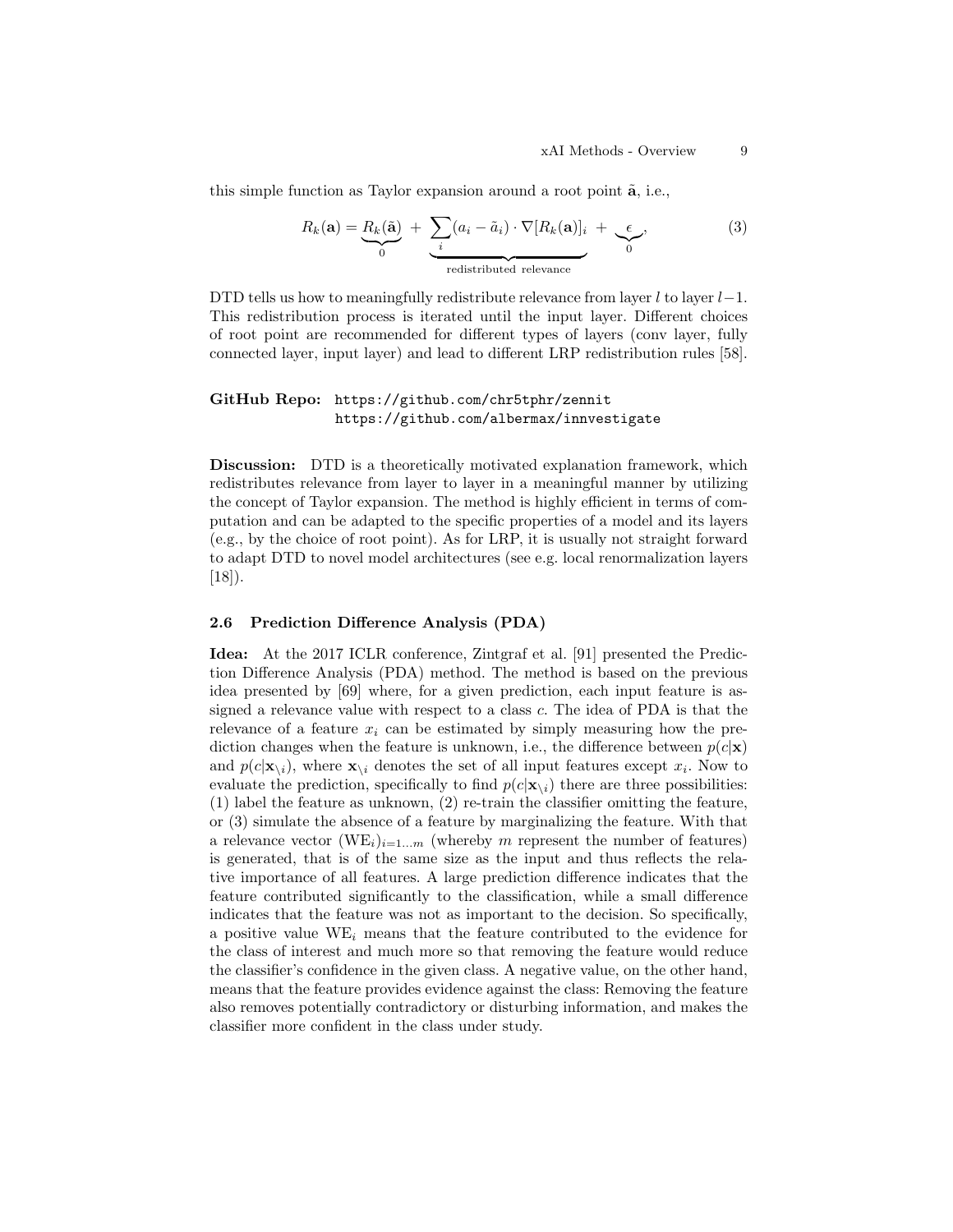this simple function as Taylor expansion around a root point $\tilde{\mathbf{a}}$, i.e.,

$$R_k(\mathbf{a}) = \underbrace{R_k(\tilde{\mathbf{a}})}_{0} + \underbrace{\sum_i (a_i - \tilde{a}_i) \cdot \nabla[R_k(\mathbf{a})]_i}_{\text{redistributed relevance}} + \underbrace{\epsilon}_{0}, \tag{3}$$

DTD tells us how to meaningfully redistribute relevance from layer $l$ to layer $l-1$. This redistribution process is iterated until the input layer. Different choices of root point are recommended for different types of layers (conv layer, fully connected layer, input layer) and lead to different LRP redistribution rules [58].

**GitHub Repo:** https://github.com/chr5tphr/zennit
https://github.com/albermax/innvestigate

**Discussion:** DTD is a theoretically motivated explanation framework, which redistributes relevance from layer to layer in a meaningful manner by utilizing the concept of Taylor expansion. The method is highly efficient in terms of computation and can be adapted to the specific properties of a model and its layers (e.g., by the choice of root point). As for LRP, it is usually not straight forward to adapt DTD to novel model architectures (see e.g. local renormalization layers [18]).

### 2.6 Prediction Difference Analysis (PDA)

**Idea:** At the 2017 ICLR conference, Zintgraf et al. [91] presented the Prediction Difference Analysis (PDA) method. The method is based on the previous idea presented by [69] where, for a given prediction, each input feature is assigned a relevance value with respect to a class $c$. The idea of PDA is that the relevance of a feature $x_i$ can be estimated by simply measuring how the prediction changes when the feature is unknown, i.e., the difference between $p(c|\mathbf{x})$ and $p(c|\mathbf{x}_{\setminus i})$, where $\mathbf{x}_{\setminus i}$ denotes the set of all input features except $x_i$. Now to evaluate the prediction, specifically to find $p(c|\mathbf{x}_{\setminus i})$ there are three possibilities: (1) label the feature as unknown, (2) re-train the classifier omitting the feature, or (3) simulate the absence of a feature by marginalizing the feature. With that a relevance vector $(\mathrm{WE}_i)_{i=1\ldots m}$ (whereby $m$ represent the number of features) is generated, that is of the same size as the input and thus reflects the relative importance of all features. A large prediction difference indicates that the feature contributed significantly to the classification, while a small difference indicates that the feature was not as important to the decision. So specifically, a positive value $\mathrm{WE}_i$ means that the feature contributed to the evidence for the class of interest and much more so that removing the feature would reduce the classifier's confidence in the given class. A negative value, on the other hand, means that the feature provides evidence against the class: Removing the feature also removes potentially contradictory or disturbing information, and makes the classifier more confident in the class under study.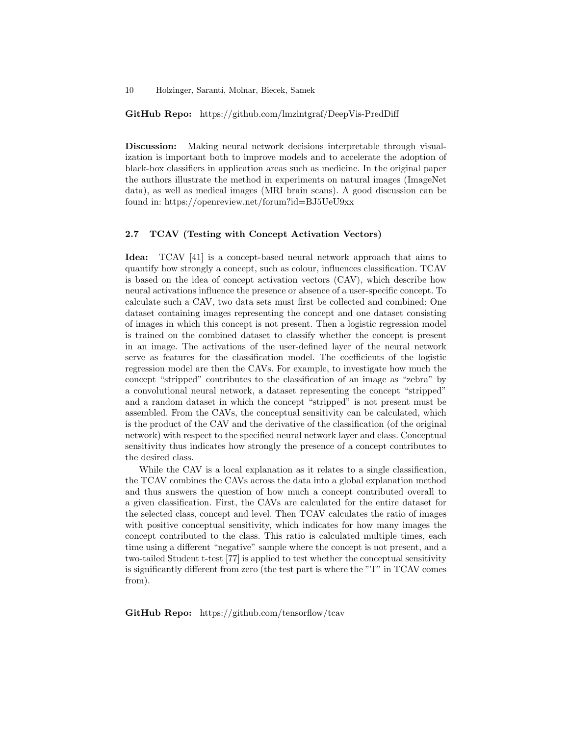**GitHub Repo:** https://github.com/lmzintgraf/DeepVis-PredDiff

**Discussion:** Making neural network decisions interpretable through visualization is important both to improve models and to accelerate the adoption of black-box classifiers in application areas such as medicine. In the original paper the authors illustrate the method in experiments on natural images (ImageNet data), as well as medical images (MRI brain scans). A good discussion can be found in: https://openreview.net/forum?id=BJ5UeU9xx

### 2.7 TCAV (Testing with Concept Activation Vectors)

**Idea:** TCAV [41] is a concept-based neural network approach that aims to quantify how strongly a concept, such as colour, influences classification. TCAV is based on the idea of concept activation vectors (CAV), which describe how neural activations influence the presence or absence of a user-specific concept. To calculate such a CAV, two data sets must first be collected and combined: One dataset containing images representing the concept and one dataset consisting of images in which this concept is not present. Then a logistic regression model is trained on the combined dataset to classify whether the concept is present in an image. The activations of the user-defined layer of the neural network serve as features for the classification model. The coefficients of the logistic regression model are then the CAVs. For example, to investigate how much the concept "stripped" contributes to the classification of an image as "zebra" by a convolutional neural network, a dataset representing the concept "stripped" and a random dataset in which the concept "stripped" is not present must be assembled. From the CAVs, the conceptual sensitivity can be calculated, which is the product of the CAV and the derivative of the classification (of the original network) with respect to the specified neural network layer and class. Conceptual sensitivity thus indicates how strongly the presence of a concept contributes to the desired class.

While the CAV is a local explanation as it relates to a single classification, the TCAV combines the CAVs across the data into a global explanation method and thus answers the question of how much a concept contributed overall to a given classification. First, the CAVs are calculated for the entire dataset for the selected class, concept and level. Then TCAV calculates the ratio of images with positive conceptual sensitivity, which indicates for how many images the concept contributed to the class. This ratio is calculated multiple times, each time using a different "negative" sample where the concept is not present, and a two-tailed Student t-test [77] is applied to test whether the conceptual sensitivity is significantly different from zero (the test part is where the "T" in TCAV comes from).

**GitHub Repo:** https://github.com/tensorflow/tcav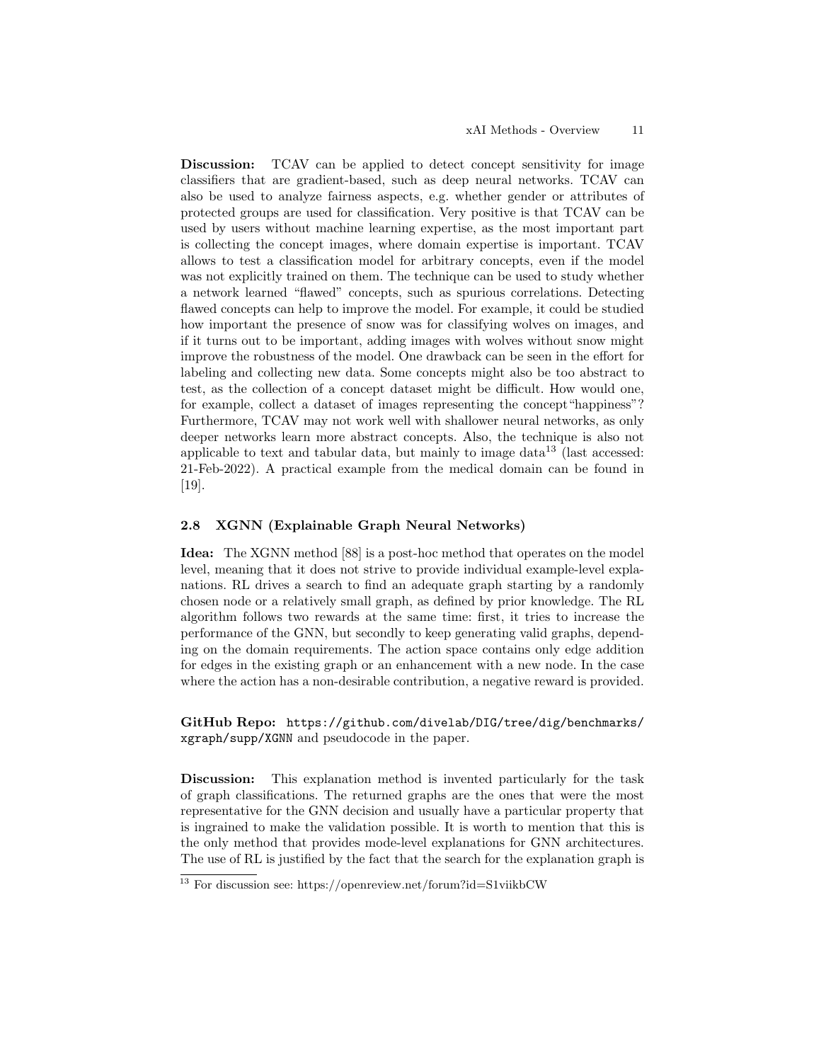**Discussion:** TCAV can be applied to detect concept sensitivity for image classifiers that are gradient-based, such as deep neural networks. TCAV can also be used to analyze fairness aspects, e.g. whether gender or attributes of protected groups are used for classification. Very positive is that TCAV can be used by users without machine learning expertise, as the most important part is collecting the concept images, where domain expertise is important. TCAV allows to test a classification model for arbitrary concepts, even if the model was not explicitly trained on them. The technique can be used to study whether a network learned "flawed" concepts, such as spurious correlations. Detecting flawed concepts can help to improve the model. For example, it could be studied how important the presence of snow was for classifying wolves on images, and if it turns out to be important, adding images with wolves without snow might improve the robustness of the model. One drawback can be seen in the effort for labeling and collecting new data. Some concepts might also be too abstract to test, as the collection of a concept dataset might be difficult. How would one, for example, collect a dataset of images representing the concept"happiness"? Furthermore, TCAV may not work well with shallower neural networks, as only deeper networks learn more abstract concepts. Also, the technique is also not applicable to text and tabular data, but mainly to image data[13] (last accessed: 21-Feb-2022). A practical example from the medical domain can be found in [19].

### 2.8 XGNN (Explainable Graph Neural Networks)

**Idea:** The XGNN method [88] is a post-hoc method that operates on the model level, meaning that it does not strive to provide individual example-level explanations. RL drives a search to find an adequate graph starting by a randomly chosen node or a relatively small graph, as defined by prior knowledge. The RL algorithm follows two rewards at the same time: first, it tries to increase the performance of the GNN, but secondly to keep generating valid graphs, depending on the domain requirements. The action space contains only edge addition for edges in the existing graph or an enhancement with a new node. In the case where the action has a non-desirable contribution, a negative reward is provided.

**GitHub Repo:** `https://github.com/divelab/DIG/tree/dig/benchmarks/xgraph/supp/XGNN` and pseudocode in the paper.

**Discussion:** This explanation method is invented particularly for the task of graph classifications. The returned graphs are the ones that were the most representative for the GNN decision and usually have a particular property that is ingrained to make the validation possible. It is worth to mention that this is the only method that provides mode-level explanations for GNN architectures. The use of RL is justified by the fact that the search for the explanation graph is

[13] For discussion see: https://openreview.net/forum?id=S1viikbCW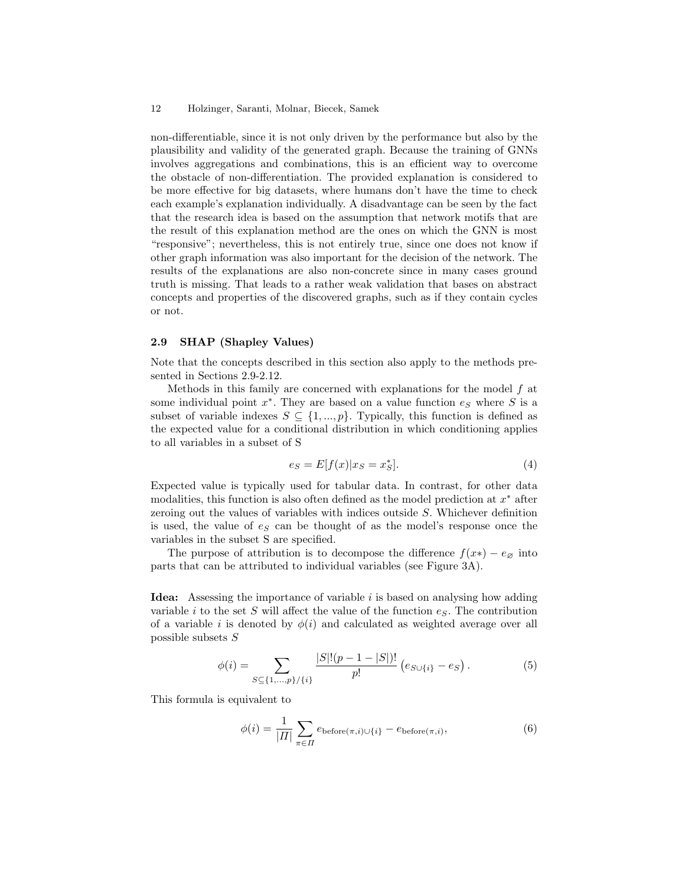non-differentiable, since it is not only driven by the performance but also by the plausibility and validity of the generated graph. Because the training of GNNs involves aggregations and combinations, this is an efficient way to overcome the obstacle of non-differentiation. The provided explanation is considered to be more effective for big datasets, where humans don't have the time to check each example's explanation individually. A disadvantage can be seen by the fact that the research idea is based on the assumption that network motifs that are the result of this explanation method are the ones on which the GNN is most "responsive"; nevertheless, this is not entirely true, since one does not know if other graph information was also important for the decision of the network. The results of the explanations are also non-concrete since in many cases ground truth is missing. That leads to a rather weak validation that bases on abstract concepts and properties of the discovered graphs, such as if they contain cycles or not.

### 2.9 SHAP (Shapley Values)

Note that the concepts described in this section also apply to the methods presented in Sections 2.9-2.12.

Methods in this family are concerned with explanations for the model $f$ at some individual point $x^*$. They are based on a value function $e_S$ where $S$ is a subset of variable indexes $S \subseteq \{1, ..., p\}$. Typically, this function is defined as the expected value for a conditional distribution in which conditioning applies to all variables in a subset of S

$$e_S = E[f(x)|x_S = x_S^*]. \tag{4}$$

Expected value is typically used for tabular data. In contrast, for other data modalities, this function is also often defined as the model prediction at $x^*$ after zeroing out the values of variables with indices outside $S$. Whichever definition is used, the value of $e_S$ can be thought of as the model's response once the variables in the subset S are specified.

The purpose of attribution is to decompose the difference $f(x*) - e_\varnothing$ into parts that can be attributed to individual variables (see Figure 3A).

**Idea:** Assessing the importance of variable $i$ is based on analysing how adding variable $i$ to the set $S$ will affect the value of the function $e_S$. The contribution of a variable $i$ is denoted by $\phi(i)$ and calculated as weighted average over all possible subsets $S$

$$\phi(i) = \sum_{S \subseteq \{1,...,p\}/\{i\}} \frac{|S|!(p-1-|S|)!}{p!} \left(e_{S \cup \{i\}} - e_S\right). \tag{5}$$

This formula is equivalent to

$$\phi(i) = \frac{1}{|\Pi|} \sum_{\pi \in \Pi} e_{\text{before}(\pi,i) \cup \{i\}} - e_{\text{before}(\pi,i)}, \tag{6}$$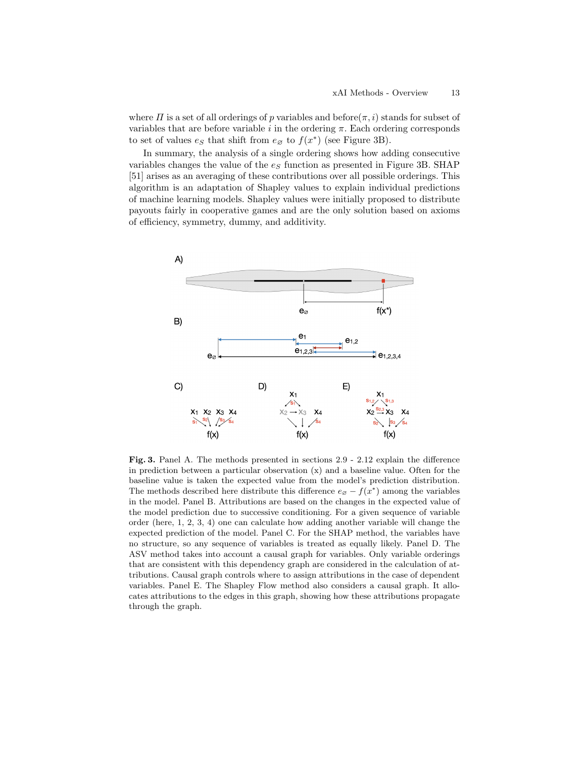where $\Pi$ is a set of all orderings of $p$ variables and before$(\pi, i)$ stands for subset of variables that are before variable $i$ in the ordering $\pi$. Each ordering corresponds to set of values $e_S$ that shift from $e_\varnothing$ to $f(x^*)$ (see Figure 3B).

In summary, the analysis of a single ordering shows how adding consecutive variables changes the value of the $e_S$ function as presented in Figure 3B. SHAP [51] arises as an averaging of these contributions over all possible orderings. This algorithm is an adaptation of Shapley values to explain individual predictions of machine learning models. Shapley values were initially proposed to distribute payouts fairly in cooperative games and are the only solution based on axioms of efficiency, symmetry, dummy, and additivity.

**Fig. 3.** Panel A. The methods presented in sections 2.9 - 2.12 explain the difference in prediction between a particular observation (x) and a baseline value. Often for the baseline value is taken the expected value from the model's prediction distribution. The methods described here distribute this difference $e_\varnothing - f(x^*)$ among the variables in the model. Panel B. Attributions are based on the changes in the expected value of the model prediction due to successive conditioning. For a given sequence of variable order (here, 1, 2, 3, 4) one can calculate how adding another variable will change the expected prediction of the model. Panel C. For the SHAP method, the variables have no structure, so any sequence of variables is treated as equally likely. Panel D. The ASV method takes into account a causal graph for variables. Only variable orderings that are consistent with this dependency graph are considered in the calculation of attributions. Causal graph controls where to assign attributions in the case of dependent variables. Panel E. The Shapley Flow method also considers a causal graph. It allocates attributions to the edges in this graph, showing how these attributions propagate through the graph.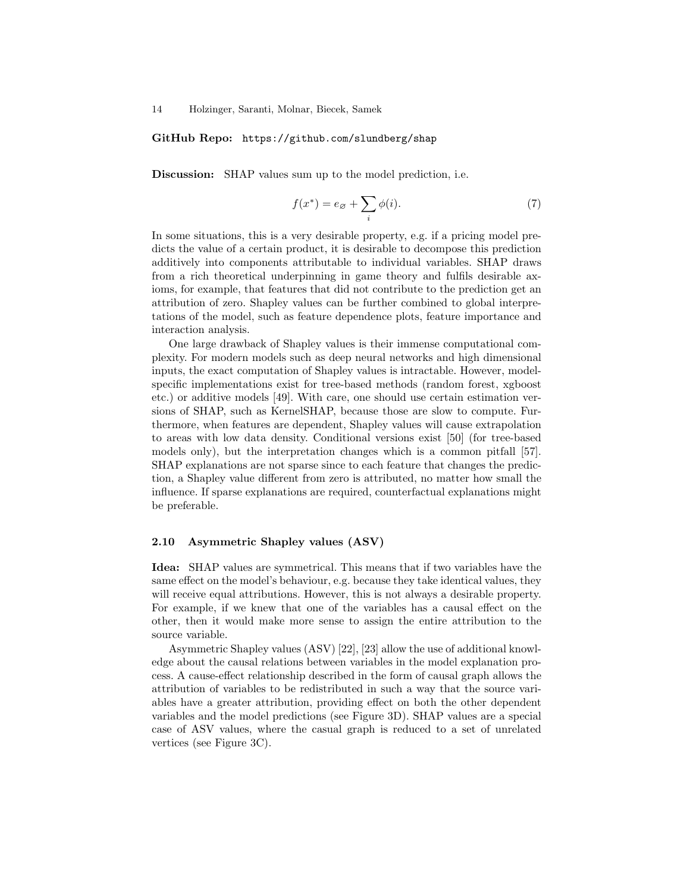**GitHub Repo:** https://github.com/slundberg/shap

**Discussion:** SHAP values sum up to the model prediction, i.e.

$$f(x^*) = e_\varnothing + \sum_i \phi(i). \tag{7}$$

In some situations, this is a very desirable property, e.g. if a pricing model predicts the value of a certain product, it is desirable to decompose this prediction additively into components attributable to individual variables. SHAP draws from a rich theoretical underpinning in game theory and fulfils desirable axioms, for example, that features that did not contribute to the prediction get an attribution of zero. Shapley values can be further combined to global interpretations of the model, such as feature dependence plots, feature importance and interaction analysis.

One large drawback of Shapley values is their immense computational complexity. For modern models such as deep neural networks and high dimensional inputs, the exact computation of Shapley values is intractable. However, model-specific implementations exist for tree-based methods (random forest, xgboost etc.) or additive models [49]. With care, one should use certain estimation versions of SHAP, such as KernelSHAP, because those are slow to compute. Furthermore, when features are dependent, Shapley values will cause extrapolation to areas with low data density. Conditional versions exist [50] (for tree-based models only), but the interpretation changes which is a common pitfall [57]. SHAP explanations are not sparse since to each feature that changes the prediction, a Shapley value different from zero is attributed, no matter how small the influence. If sparse explanations are required, counterfactual explanations might be preferable.

### 2.10 Asymmetric Shapley values (ASV)

**Idea:** SHAP values are symmetrical. This means that if two variables have the same effect on the model's behaviour, e.g. because they take identical values, they will receive equal attributions. However, this is not always a desirable property. For example, if we knew that one of the variables has a causal effect on the other, then it would make more sense to assign the entire attribution to the source variable.

Asymmetric Shapley values (ASV) [22], [23] allow the use of additional knowledge about the causal relations between variables in the model explanation process. A cause-effect relationship described in the form of causal graph allows the attribution of variables to be redistributed in such a way that the source variables have a greater attribution, providing effect on both the other dependent variables and the model predictions (see Figure 3D). SHAP values are a special case of ASV values, where the casual graph is reduced to a set of unrelated vertices (see Figure 3C).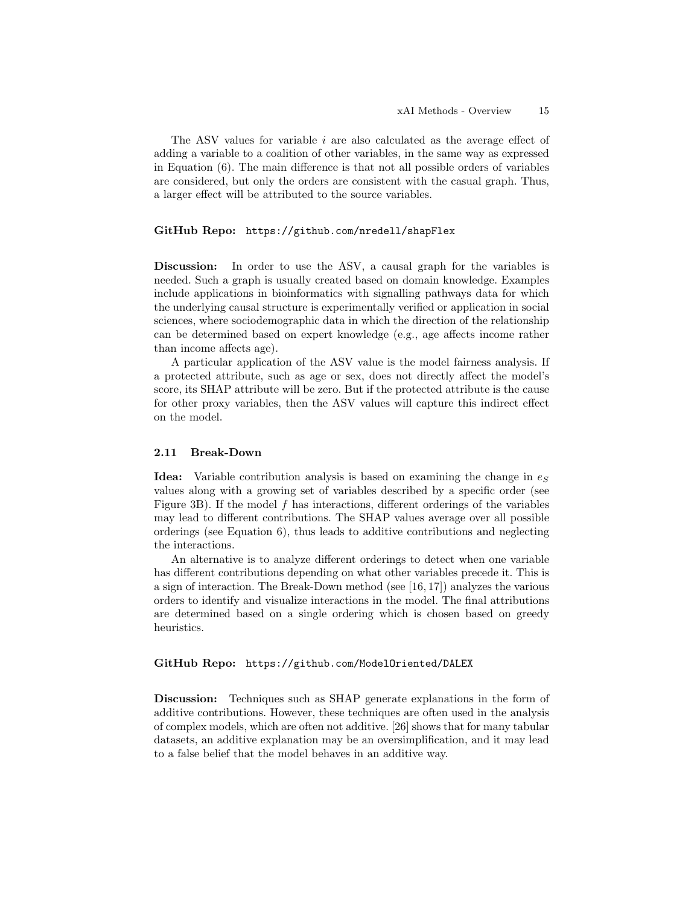The ASV values for variable $i$ are also calculated as the average effect of adding a variable to a coalition of other variables, in the same way as expressed in Equation (6). The main difference is that not all possible orders of variables are considered, but only the orders are consistent with the casual graph. Thus, a larger effect will be attributed to the source variables.

**GitHub Repo:** `https://github.com/nredell/shapFlex`

**Discussion:** In order to use the ASV, a causal graph for the variables is needed. Such a graph is usually created based on domain knowledge. Examples include applications in bioinformatics with signalling pathways data for which the underlying causal structure is experimentally verified or application in social sciences, where sociodemographic data in which the direction of the relationship can be determined based on expert knowledge (e.g., age affects income rather than income affects age).

A particular application of the ASV value is the model fairness analysis. If a protected attribute, such as age or sex, does not directly affect the model's score, its SHAP attribute will be zero. But if the protected attribute is the cause for other proxy variables, then the ASV values will capture this indirect effect on the model.

### 2.11 Break-Down

**Idea:** Variable contribution analysis is based on examining the change in $e_S$ values along with a growing set of variables described by a specific order (see Figure 3B). If the model $f$ has interactions, different orderings of the variables may lead to different contributions. The SHAP values average over all possible orderings (see Equation 6), thus leads to additive contributions and neglecting the interactions.

An alternative is to analyze different orderings to detect when one variable has different contributions depending on what other variables precede it. This is a sign of interaction. The Break-Down method (see [16, 17]) analyzes the various orders to identify and visualize interactions in the model. The final attributions are determined based on a single ordering which is chosen based on greedy heuristics.

**GitHub Repo:** `https://github.com/ModelOriented/DALEX`

**Discussion:** Techniques such as SHAP generate explanations in the form of additive contributions. However, these techniques are often used in the analysis of complex models, which are often not additive. [26] shows that for many tabular datasets, an additive explanation may be an oversimplification, and it may lead to a false belief that the model behaves in an additive way.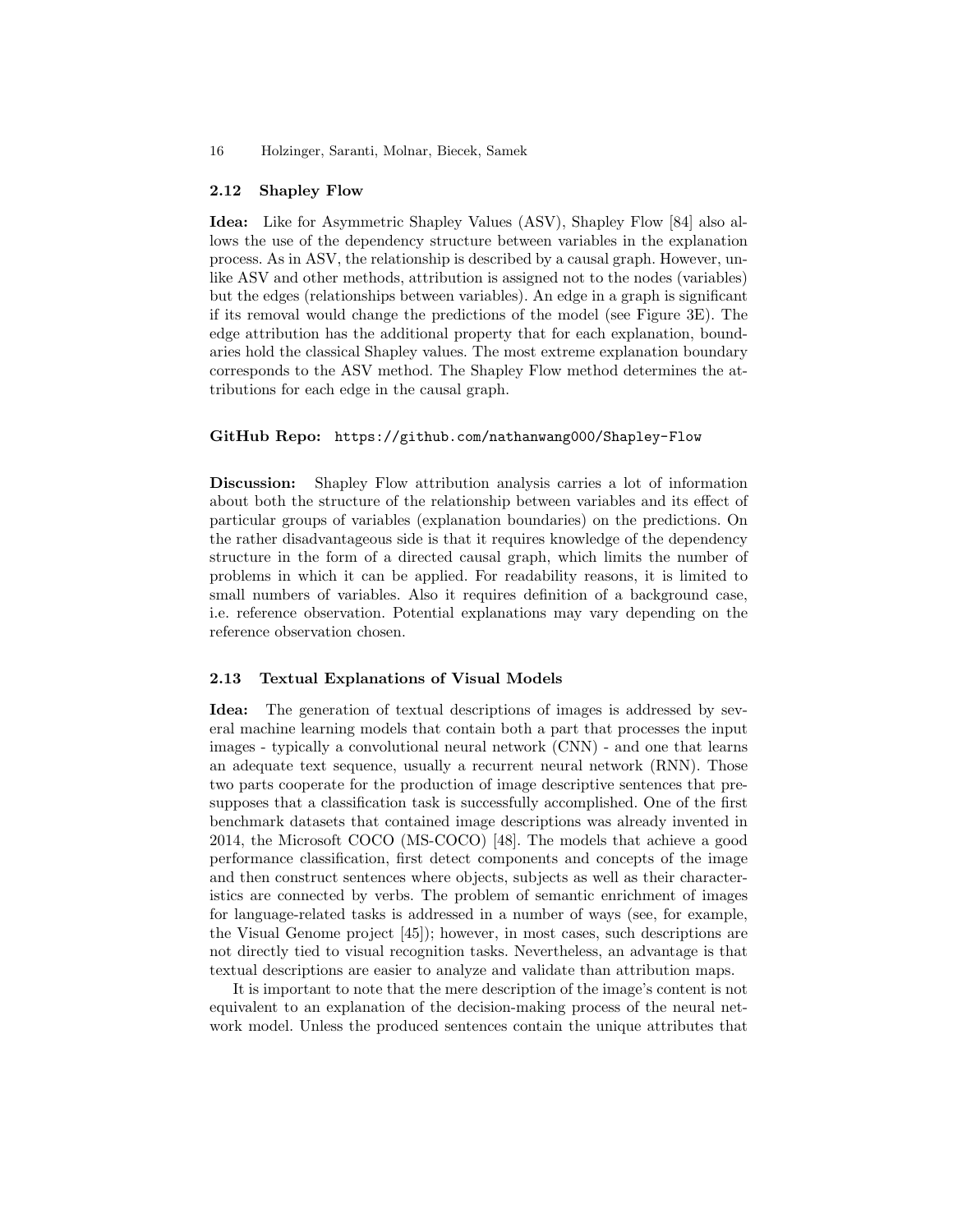### 2.12 Shapley Flow

**Idea:** Like for Asymmetric Shapley Values (ASV), Shapley Flow [84] also allows the use of the dependency structure between variables in the explanation process. As in ASV, the relationship is described by a causal graph. However, unlike ASV and other methods, attribution is assigned not to the nodes (variables) but the edges (relationships between variables). An edge in a graph is significant if its removal would change the predictions of the model (see Figure 3E). The edge attribution has the additional property that for each explanation, boundaries hold the classical Shapley values. The most extreme explanation boundary corresponds to the ASV method. The Shapley Flow method determines the attributions for each edge in the causal graph.

**GitHub Repo:** `https://github.com/nathanwang000/Shapley-Flow`

**Discussion:** Shapley Flow attribution analysis carries a lot of information about both the structure of the relationship between variables and its effect of particular groups of variables (explanation boundaries) on the predictions. On the rather disadvantageous side is that it requires knowledge of the dependency structure in the form of a directed causal graph, which limits the number of problems in which it can be applied. For readability reasons, it is limited to small numbers of variables. Also it requires definition of a background case, i.e. reference observation. Potential explanations may vary depending on the reference observation chosen.

### 2.13 Textual Explanations of Visual Models

**Idea:** The generation of textual descriptions of images is addressed by several machine learning models that contain both a part that processes the input images - typically a convolutional neural network (CNN) - and one that learns an adequate text sequence, usually a recurrent neural network (RNN). Those two parts cooperate for the production of image descriptive sentences that presupposes that a classification task is successfully accomplished. One of the first benchmark datasets that contained image descriptions was already invented in 2014, the Microsoft COCO (MS-COCO) [48]. The models that achieve a good performance classification, first detect components and concepts of the image and then construct sentences where objects, subjects as well as their characteristics are connected by verbs. The problem of semantic enrichment of images for language-related tasks is addressed in a number of ways (see, for example, the Visual Genome project [45]); however, in most cases, such descriptions are not directly tied to visual recognition tasks. Nevertheless, an advantage is that textual descriptions are easier to analyze and validate than attribution maps.

It is important to note that the mere description of the image's content is not equivalent to an explanation of the decision-making process of the neural network model. Unless the produced sentences contain the unique attributes that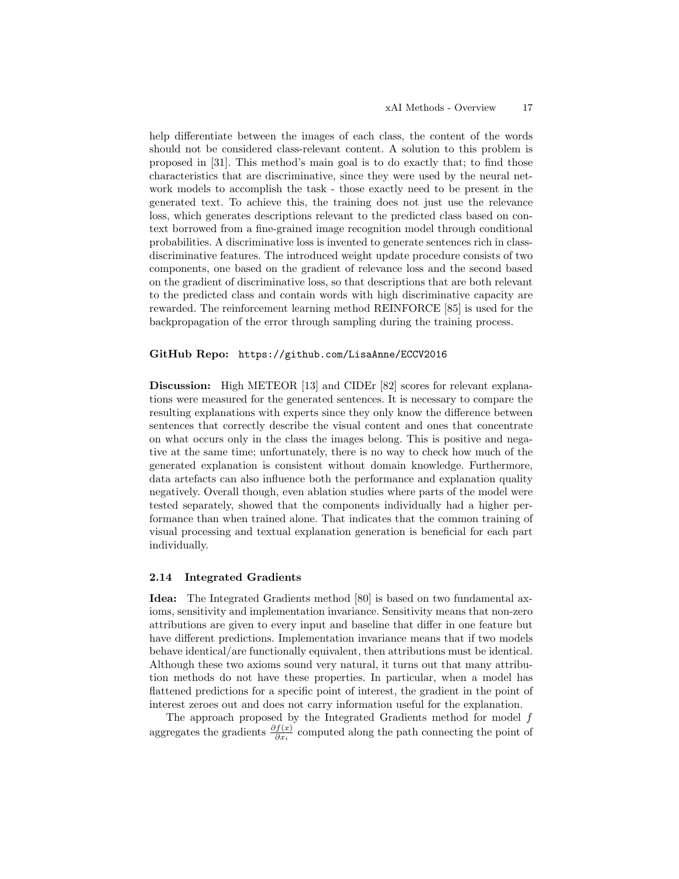help differentiate between the images of each class, the content of the words should not be considered class-relevant content. A solution to this problem is proposed in [31]. This method's main goal is to do exactly that; to find those characteristics that are discriminative, since they were used by the neural network models to accomplish the task - those exactly need to be present in the generated text. To achieve this, the training does not just use the relevance loss, which generates descriptions relevant to the predicted class based on context borrowed from a fine-grained image recognition model through conditional probabilities. A discriminative loss is invented to generate sentences rich in class-discriminative features. The introduced weight update procedure consists of two components, one based on the gradient of relevance loss and the second based on the gradient of discriminative loss, so that descriptions that are both relevant to the predicted class and contain words with high discriminative capacity are rewarded. The reinforcement learning method REINFORCE [85] is used for the backpropagation of the error through sampling during the training process.

**GitHub Repo:** `https://github.com/LisaAnne/ECCV2016`

**Discussion:** High METEOR [13] and CIDEr [82] scores for relevant explanations were measured for the generated sentences. It is necessary to compare the resulting explanations with experts since they only know the difference between sentences that correctly describe the visual content and ones that concentrate on what occurs only in the class the images belong. This is positive and negative at the same time; unfortunately, there is no way to check how much of the generated explanation is consistent without domain knowledge. Furthermore, data artefacts can also influence both the performance and explanation quality negatively. Overall though, even ablation studies where parts of the model were tested separately, showed that the components individually had a higher performance than when trained alone. That indicates that the common training of visual processing and textual explanation generation is beneficial for each part individually.

### 2.14 Integrated Gradients

**Idea:** The Integrated Gradients method [80] is based on two fundamental axioms, sensitivity and implementation invariance. Sensitivity means that non-zero attributions are given to every input and baseline that differ in one feature but have different predictions. Implementation invariance means that if two models behave identical/are functionally equivalent, then attributions must be identical. Although these two axioms sound very natural, it turns out that many attribution methods do not have these properties. In particular, when a model has flattened predictions for a specific point of interest, the gradient in the point of interest zeroes out and does not carry information useful for the explanation.

The approach proposed by the Integrated Gradients method for model $f$ aggregates the gradients $\frac{\partial f(x)}{\partial x_i}$ computed along the path connecting the point of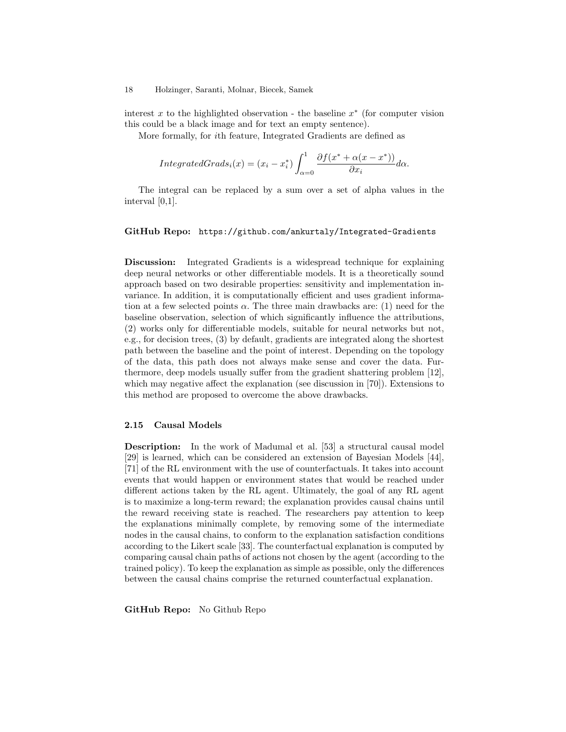interest $x$ to the highlighted observation - the baseline $x^*$ (for computer vision this could be a black image and for text an empty sentence).

More formally, for $i$th feature, Integrated Gradients are defined as

$$IntegratedGrads_i(x) = (x_i - x_i^*) \int_{\alpha=0}^{1} \frac{\partial f(x^* + \alpha(x - x^*))}{\partial x_i} d\alpha.$$

The integral can be replaced by a sum over a set of alpha values in the interval [0,1].

**GitHub Repo:** `https://github.com/ankurtaly/Integrated-Gradients`

**Discussion:** Integrated Gradients is a widespread technique for explaining deep neural networks or other differentiable models. It is a theoretically sound approach based on two desirable properties: sensitivity and implementation invariance. In addition, it is computationally efficient and uses gradient information at a few selected points $\alpha$. The three main drawbacks are: (1) need for the baseline observation, selection of which significantly influence the attributions, (2) works only for differentiable models, suitable for neural networks but not, e.g., for decision trees, (3) by default, gradients are integrated along the shortest path between the baseline and the point of interest. Depending on the topology of the data, this path does not always make sense and cover the data. Furthermore, deep models usually suffer from the gradient shattering problem [12], which may negative affect the explanation (see discussion in [70]). Extensions to this method are proposed to overcome the above drawbacks.

### 2.15 Causal Models

**Description:** In the work of Madumal et al. [53] a structural causal model [29] is learned, which can be considered an extension of Bayesian Models [44], [71] of the RL environment with the use of counterfactuals. It takes into account events that would happen or environment states that would be reached under different actions taken by the RL agent. Ultimately, the goal of any RL agent is to maximize a long-term reward; the explanation provides causal chains until the reward receiving state is reached. The researchers pay attention to keep the explanations minimally complete, by removing some of the intermediate nodes in the causal chains, to conform to the explanation satisfaction conditions according to the Likert scale [33]. The counterfactual explanation is computed by comparing causal chain paths of actions not chosen by the agent (according to the trained policy). To keep the explanation as simple as possible, only the differences between the causal chains comprise the returned counterfactual explanation.

**GitHub Repo:** No Github Repo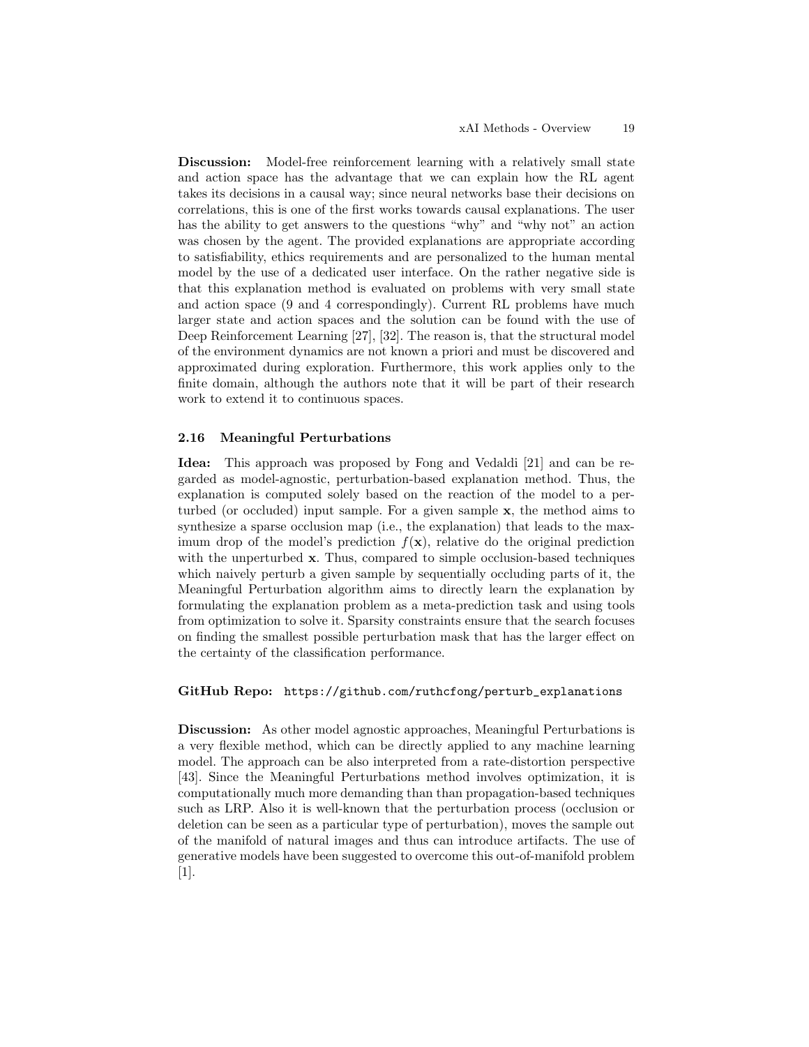**Discussion:** Model-free reinforcement learning with a relatively small state and action space has the advantage that we can explain how the RL agent takes its decisions in a causal way; since neural networks base their decisions on correlations, this is one of the first works towards causal explanations. The user has the ability to get answers to the questions "why" and "why not" an action was chosen by the agent. The provided explanations are appropriate according to satisfiability, ethics requirements and are personalized to the human mental model by the use of a dedicated user interface. On the rather negative side is that this explanation method is evaluated on problems with very small state and action space (9 and 4 correspondingly). Current RL problems have much larger state and action spaces and the solution can be found with the use of Deep Reinforcement Learning [27], [32]. The reason is, that the structural model of the environment dynamics are not known a priori and must be discovered and approximated during exploration. Furthermore, this work applies only to the finite domain, although the authors note that it will be part of their research work to extend it to continuous spaces.

### 2.16 Meaningful Perturbations

**Idea:** This approach was proposed by Fong and Vedaldi [21] and can be regarded as model-agnostic, perturbation-based explanation method. Thus, the explanation is computed solely based on the reaction of the model to a perturbed (or occluded) input sample. For a given sample $\mathbf{x}$, the method aims to synthesize a sparse occlusion map (i.e., the explanation) that leads to the maximum drop of the model's prediction $f(\mathbf{x})$, relative do the original prediction with the unperturbed $\mathbf{x}$. Thus, compared to simple occlusion-based techniques which naively perturb a given sample by sequentially occluding parts of it, the Meaningful Perturbation algorithm aims to directly learn the explanation by formulating the explanation problem as a meta-prediction task and using tools from optimization to solve it. Sparsity constraints ensure that the search focuses on finding the smallest possible perturbation mask that has the larger effect on the certainty of the classification performance.

**GitHub Repo:** `https://github.com/ruthcfong/perturb_explanations`

**Discussion:** As other model agnostic approaches, Meaningful Perturbations is a very flexible method, which can be directly applied to any machine learning model. The approach can be also interpreted from a rate-distortion perspective [43]. Since the Meaningful Perturbations method involves optimization, it is computationally much more demanding than than propagation-based techniques such as LRP. Also it is well-known that the perturbation process (occlusion or deletion can be seen as a particular type of perturbation), moves the sample out of the manifold of natural images and thus can introduce artifacts. The use of generative models have been suggested to overcome this out-of-manifold problem [1].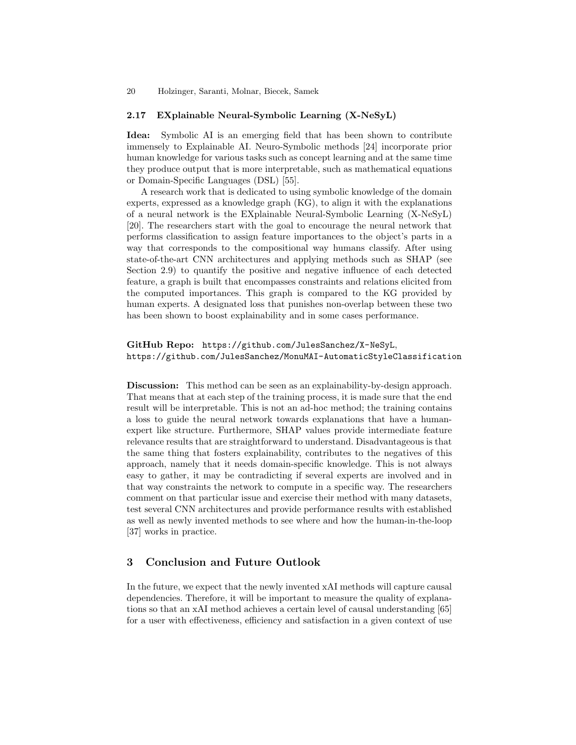### 2.17 EXplainable Neural-Symbolic Learning (X-NeSyL)

**Idea:** Symbolic AI is an emerging field that has been shown to contribute immensely to Explainable AI. Neuro-Symbolic methods [24] incorporate prior human knowledge for various tasks such as concept learning and at the same time they produce output that is more interpretable, such as mathematical equations or Domain-Specific Languages (DSL) [55].

A research work that is dedicated to using symbolic knowledge of the domain experts, expressed as a knowledge graph (KG), to align it with the explanations of a neural network is the EXplainable Neural-Symbolic Learning (X-NeSyL) [20]. The researchers start with the goal to encourage the neural network that performs classification to assign feature importances to the object's parts in a way that corresponds to the compositional way humans classify. After using state-of-the-art CNN architectures and applying methods such as SHAP (see Section 2.9) to quantify the positive and negative influence of each detected feature, a graph is built that encompasses constraints and relations elicited from the computed importances. This graph is compared to the KG provided by human experts. A designated loss that punishes non-overlap between these two has been shown to boost explainability and in some cases performance.

**GitHub Repo:** `https://github.com/JulesSanchez/X-NeSyL`, `https://github.com/JulesSanchez/MonuMAI-AutomaticStyleClassification`

**Discussion:** This method can be seen as an explainability-by-design approach. That means that at each step of the training process, it is made sure that the end result will be interpretable. This is not an ad-hoc method; the training contains a loss to guide the neural network towards explanations that have a human-expert like structure. Furthermore, SHAP values provide intermediate feature relevance results that are straightforward to understand. Disadvantageous is that the same thing that fosters explainability, contributes to the negatives of this approach, namely that it needs domain-specific knowledge. This is not always easy to gather, it may be contradicting if several experts are involved and in that way constraints the network to compute in a specific way. The researchers comment on that particular issue and exercise their method with many datasets, test several CNN architectures and provide performance results with established as well as newly invented methods to see where and how the human-in-the-loop [37] works in practice.

## 3 Conclusion and Future Outlook

In the future, we expect that the newly invented xAI methods will capture causal dependencies. Therefore, it will be important to measure the quality of explanations so that an xAI method achieves a certain level of causal understanding [65] for a user with effectiveness, efficiency and satisfaction in a given context of use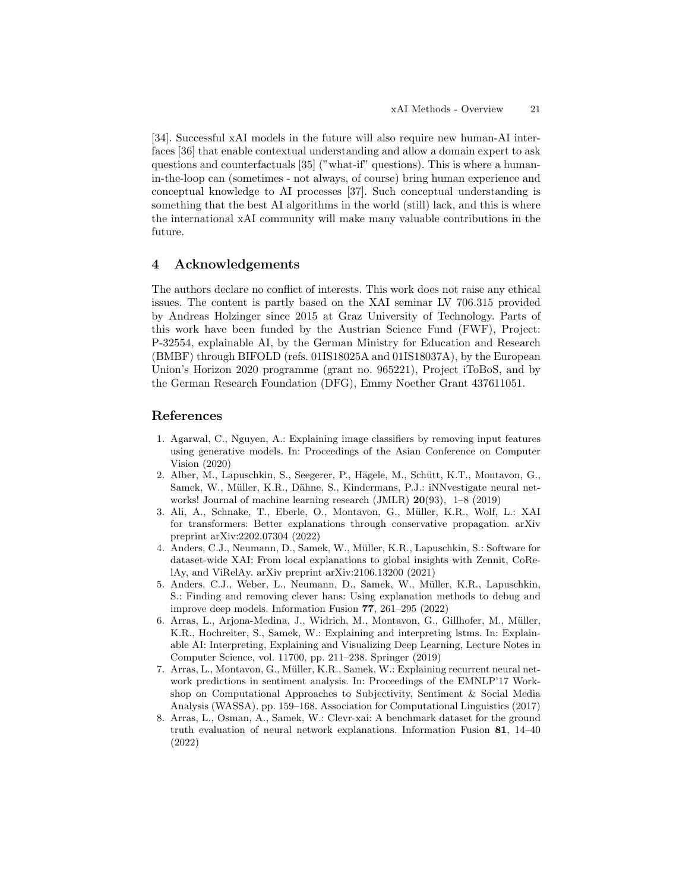[34]. Successful xAI models in the future will also require new human-AI interfaces [36] that enable contextual understanding and allow a domain expert to ask questions and counterfactuals [35] ("what-if" questions). This is where a human-in-the-loop can (sometimes - not always, of course) bring human experience and conceptual knowledge to AI processes [37]. Such conceptual understanding is something that the best AI algorithms in the world (still) lack, and this is where the international xAI community will make many valuable contributions in the future.

## 4 Acknowledgements

The authors declare no conflict of interests. This work does not raise any ethical issues. The content is partly based on the XAI seminar LV 706.315 provided by Andreas Holzinger since 2015 at Graz University of Technology. Parts of this work have been funded by the Austrian Science Fund (FWF), Project: P-32554, explainable AI, by the German Ministry for Education and Research (BMBF) through BIFOLD (refs. 01IS18025A and 01IS18037A), by the European Union's Horizon 2020 programme (grant no. 965221), Project iToBoS, and by the German Research Foundation (DFG), Emmy Noether Grant 437611051.

## References

1. Agarwal, C., Nguyen, A.: Explaining image classifiers by removing input features using generative models. In: Proceedings of the Asian Conference on Computer Vision (2020)
2. Alber, M., Lapuschkin, S., Seegerer, P., Hägele, M., Schütt, K.T., Montavon, G., Samek, W., Müller, K.R., Dähne, S., Kindermans, P.J.: iNNvestigate neural networks! Journal of machine learning research (JMLR) **20**(93), 1–8 (2019)
3. Ali, A., Schnake, T., Eberle, O., Montavon, G., Müller, K.R., Wolf, L.: XAI for transformers: Better explanations through conservative propagation. arXiv preprint arXiv:2202.07304 (2022)
4. Anders, C.J., Neumann, D., Samek, W., Müller, K.R., Lapuschkin, S.: Software for dataset-wide XAI: From local explanations to global insights with Zennit, CoRelAy, and ViRelAy. arXiv preprint arXiv:2106.13200 (2021)
5. Anders, C.J., Weber, L., Neumann, D., Samek, W., Müller, K.R., Lapuschkin, S.: Finding and removing clever hans: Using explanation methods to debug and improve deep models. Information Fusion **77**, 261–295 (2022)
6. Arras, L., Arjona-Medina, J., Widrich, M., Montavon, G., Gillhofer, M., Müller, K.R., Hochreiter, S., Samek, W.: Explaining and interpreting lstms. In: Explainable AI: Interpreting, Explaining and Visualizing Deep Learning, Lecture Notes in Computer Science, vol. 11700, pp. 211–238. Springer (2019)
7. Arras, L., Montavon, G., Müller, K.R., Samek, W.: Explaining recurrent neural network predictions in sentiment analysis. In: Proceedings of the EMNLP'17 Workshop on Computational Approaches to Subjectivity, Sentiment & Social Media Analysis (WASSA). pp. 159–168. Association for Computational Linguistics (2017)
8. Arras, L., Osman, A., Samek, W.: Clevr-xai: A benchmark dataset for the ground truth evaluation of neural network explanations. Information Fusion **81**, 14–40 (2022)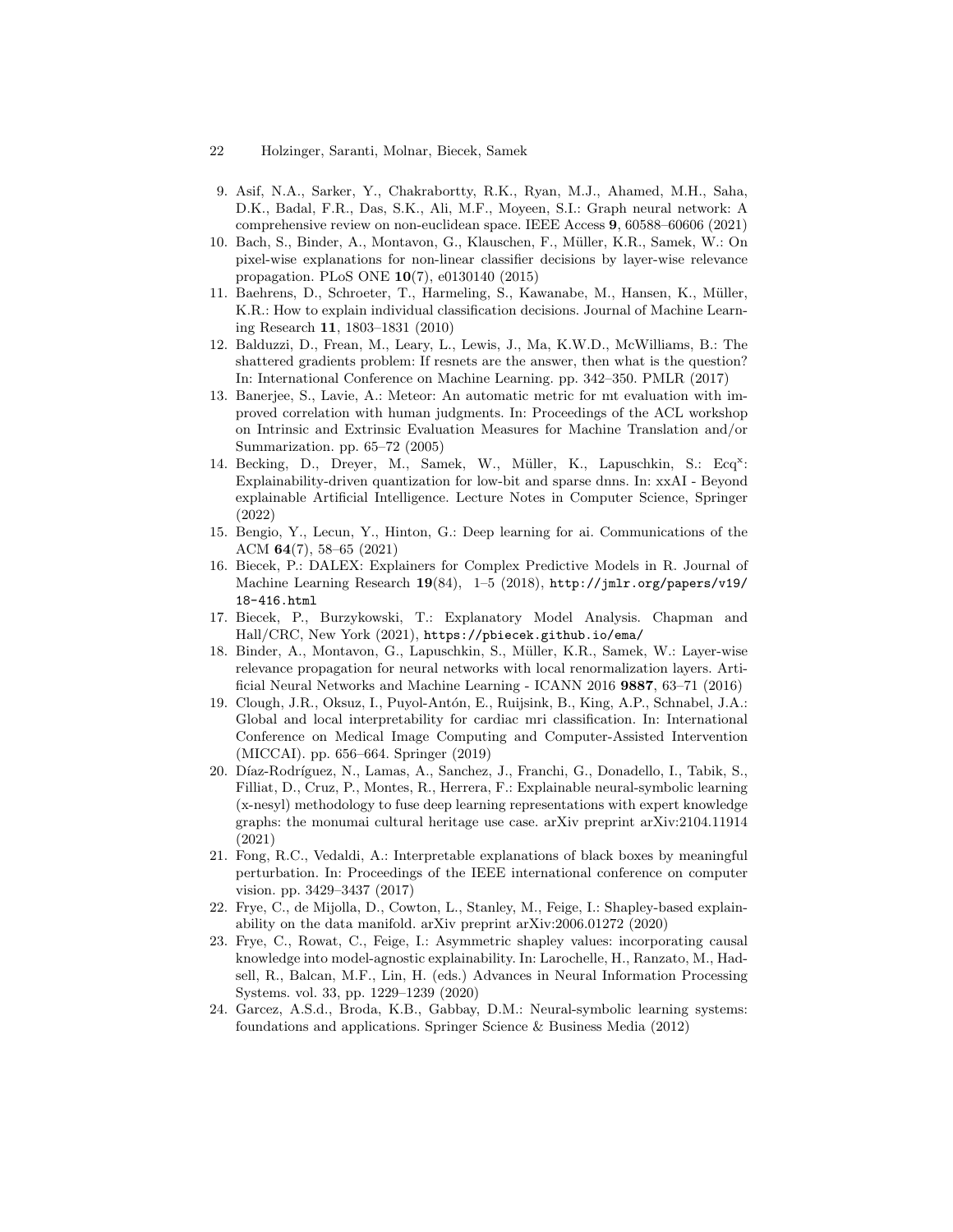9. Asif, N.A., Sarker, Y., Chakrabortty, R.K., Ryan, M.J., Ahamed, M.H., Saha, D.K., Badal, F.R., Das, S.K., Ali, M.F., Moyeen, S.I.: Graph neural network: A comprehensive review on non-euclidean space. IEEE Access **9**, 60588–60606 (2021)
10. Bach, S., Binder, A., Montavon, G., Klauschen, F., Müller, K.R., Samek, W.: On pixel-wise explanations for non-linear classifier decisions by layer-wise relevance propagation. PLoS ONE **10**(7), e0130140 (2015)
11. Baehrens, D., Schroeter, T., Harmeling, S., Kawanabe, M., Hansen, K., Müller, K.R.: How to explain individual classification decisions. Journal of Machine Learning Research **11**, 1803–1831 (2010)
12. Balduzzi, D., Frean, M., Leary, L., Lewis, J., Ma, K.W.D., McWilliams, B.: The shattered gradients problem: If resnets are the answer, then what is the question? In: International Conference on Machine Learning. pp. 342–350. PMLR (2017)
13. Banerjee, S., Lavie, A.: Meteor: An automatic metric for mt evaluation with improved correlation with human judgments. In: Proceedings of the ACL workshop on Intrinsic and Extrinsic Evaluation Measures for Machine Translation and/or Summarization. pp. 65–72 (2005)
14. Becking, D., Dreyer, M., Samek, W., Müller, K., Lapuschkin, S.: Ecq$^x$: Explainability-driven quantization for low-bit and sparse dnns. In: xxAI - Beyond explainable Artificial Intelligence. Lecture Notes in Computer Science, Springer (2022)
15. Bengio, Y., Lecun, Y., Hinton, G.: Deep learning for ai. Communications of the ACM **64**(7), 58–65 (2021)
16. Biecek, P.: DALEX: Explainers for Complex Predictive Models in R. Journal of Machine Learning Research **19**(84), 1–5 (2018), `http://jmlr.org/papers/v19/18-416.html`
17. Biecek, P., Burzykowski, T.: Explanatory Model Analysis. Chapman and Hall/CRC, New York (2021), `https://pbiecek.github.io/ema/`
18. Binder, A., Montavon, G., Lapuschkin, S., Müller, K.R., Samek, W.: Layer-wise relevance propagation for neural networks with local renormalization layers. Artificial Neural Networks and Machine Learning - ICANN 2016 **9887**, 63–71 (2016)
19. Clough, J.R., Oksuz, I., Puyol-Antón, E., Ruijsink, B., King, A.P., Schnabel, J.A.: Global and local interpretability for cardiac mri classification. In: International Conference on Medical Image Computing and Computer-Assisted Intervention (MICCAI). pp. 656–664. Springer (2019)
20. Díaz-Rodríguez, N., Lamas, A., Sanchez, J., Franchi, G., Donadello, I., Tabik, S., Filliat, D., Cruz, P., Montes, R., Herrera, F.: Explainable neural-symbolic learning (x-nesyl) methodology to fuse deep learning representations with expert knowledge graphs: the monumai cultural heritage use case. arXiv preprint arXiv:2104.11914 (2021)
21. Fong, R.C., Vedaldi, A.: Interpretable explanations of black boxes by meaningful perturbation. In: Proceedings of the IEEE international conference on computer vision. pp. 3429–3437 (2017)
22. Frye, C., de Mijolla, D., Cowton, L., Stanley, M., Feige, I.: Shapley-based explainability on the data manifold. arXiv preprint arXiv:2006.01272 (2020)
23. Frye, C., Rowat, C., Feige, I.: Asymmetric shapley values: incorporating causal knowledge into model-agnostic explainability. In: Larochelle, H., Ranzato, M., Hadsell, R., Balcan, M.F., Lin, H. (eds.) Advances in Neural Information Processing Systems. vol. 33, pp. 1229–1239 (2020)
24. Garcez, A.S.d., Broda, K.B., Gabbay, D.M.: Neural-symbolic learning systems: foundations and applications. Springer Science & Business Media (2012)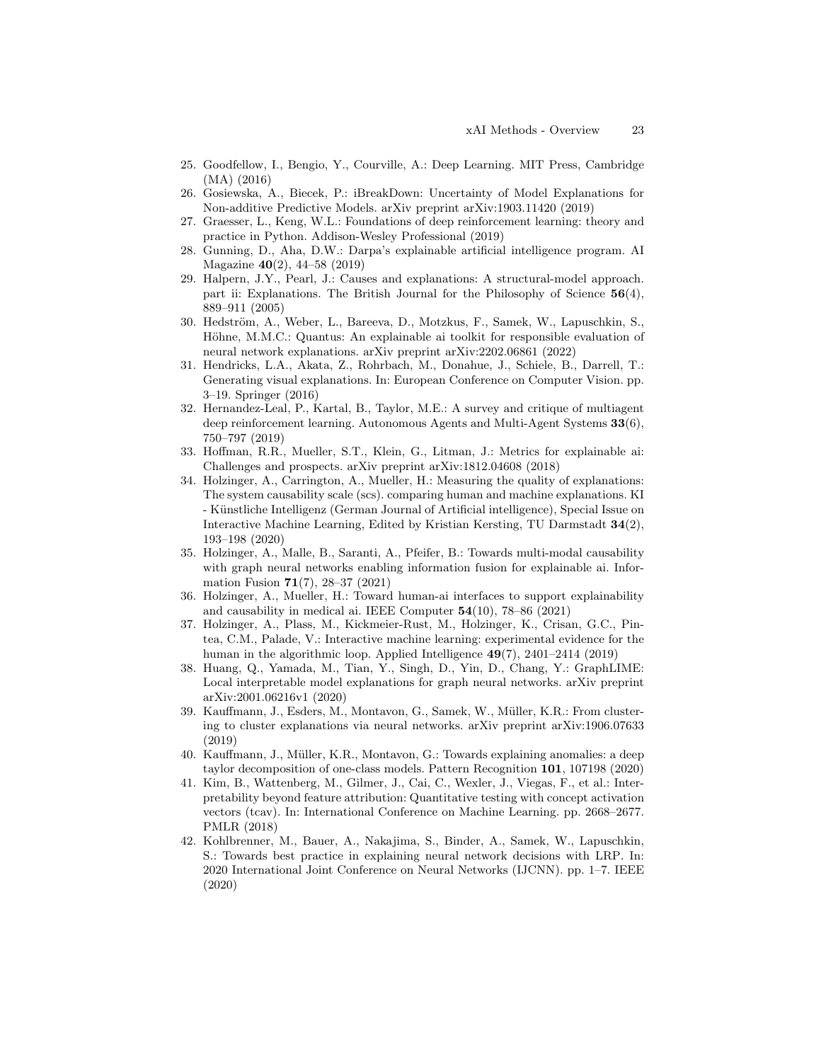25. Goodfellow, I., Bengio, Y., Courville, A.: Deep Learning. MIT Press, Cambridge (MA) (2016)
26. Gosiewska, A., Biecek, P.: iBreakDown: Uncertainty of Model Explanations for Non-additive Predictive Models. arXiv preprint arXiv:1903.11420 (2019)
27. Graesser, L., Keng, W.L.: Foundations of deep reinforcement learning: theory and practice in Python. Addison-Wesley Professional (2019)
28. Gunning, D., Aha, D.W.: Darpa's explainable artificial intelligence program. AI Magazine **40**(2), 44–58 (2019)
29. Halpern, J.Y., Pearl, J.: Causes and explanations: A structural-model approach. part ii: Explanations. The British Journal for the Philosophy of Science **56**(4), 889–911 (2005)
30. Hedström, A., Weber, L., Bareeva, D., Motzkus, F., Samek, W., Lapuschkin, S., Höhne, M.M.C.: Quantus: An explainable ai toolkit for responsible evaluation of neural network explanations. arXiv preprint arXiv:2202.06861 (2022)
31. Hendricks, L.A., Akata, Z., Rohrbach, M., Donahue, J., Schiele, B., Darrell, T.: Generating visual explanations. In: European Conference on Computer Vision. pp. 3–19. Springer (2016)
32. Hernandez-Leal, P., Kartal, B., Taylor, M.E.: A survey and critique of multiagent deep reinforcement learning. Autonomous Agents and Multi-Agent Systems **33**(6), 750–797 (2019)
33. Hoffman, R.R., Mueller, S.T., Klein, G., Litman, J.: Metrics for explainable ai: Challenges and prospects. arXiv preprint arXiv:1812.04608 (2018)
34. Holzinger, A., Carrington, A., Mueller, H.: Measuring the quality of explanations: The system causability scale (scs). comparing human and machine explanations. KI - Künstliche Intelligenz (German Journal of Artificial intelligence), Special Issue on Interactive Machine Learning, Edited by Kristian Kersting, TU Darmstadt **34**(2), 193–198 (2020)
35. Holzinger, A., Malle, B., Saranti, A., Pfeifer, B.: Towards multi-modal causability with graph neural networks enabling information fusion for explainable ai. Information Fusion **71**(7), 28–37 (2021)
36. Holzinger, A., Mueller, H.: Toward human-ai interfaces to support explainability and causability in medical ai. IEEE Computer **54**(10), 78–86 (2021)
37. Holzinger, A., Plass, M., Kickmeier-Rust, M., Holzinger, K., Crisan, G.C., Pintea, C.M., Palade, V.: Interactive machine learning: experimental evidence for the human in the algorithmic loop. Applied Intelligence **49**(7), 2401–2414 (2019)
38. Huang, Q., Yamada, M., Tian, Y., Singh, D., Yin, D., Chang, Y.: GraphLIME: Local interpretable model explanations for graph neural networks. arXiv preprint arXiv:2001.06216v1 (2020)
39. Kauffmann, J., Esders, M., Montavon, G., Samek, W., Müller, K.R.: From clustering to cluster explanations via neural networks. arXiv preprint arXiv:1906.07633 (2019)
40. Kauffmann, J., Müller, K.R., Montavon, G.: Towards explaining anomalies: a deep taylor decomposition of one-class models. Pattern Recognition **101**, 107198 (2020)
41. Kim, B., Wattenberg, M., Gilmer, J., Cai, C., Wexler, J., Viegas, F., et al.: Interpretability beyond feature attribution: Quantitative testing with concept activation vectors (tcav). In: International Conference on Machine Learning. pp. 2668–2677. PMLR (2018)
42. Kohlbrenner, M., Bauer, A., Nakajima, S., Binder, A., Samek, W., Lapuschkin, S.: Towards best practice in explaining neural network decisions with LRP. In: 2020 International Joint Conference on Neural Networks (IJCNN). pp. 1–7. IEEE (2020)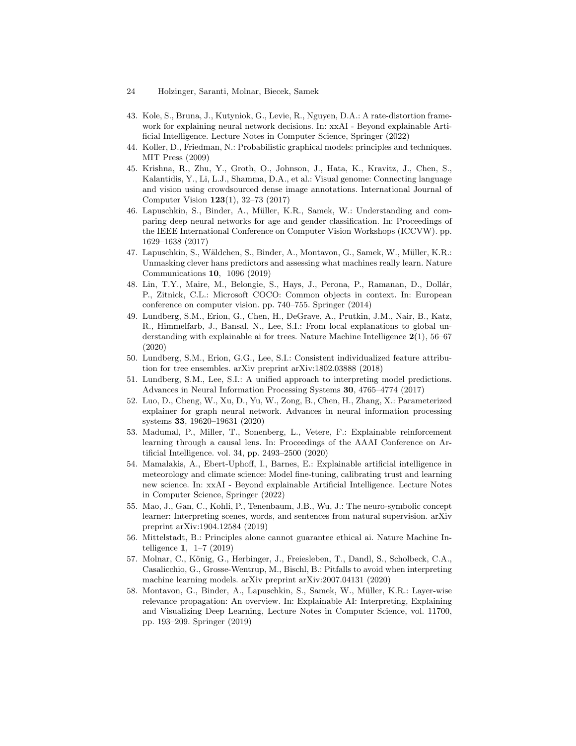43. Kole, S., Bruna, J., Kutyniok, G., Levie, R., Nguyen, D.A.: A rate-distortion framework for explaining neural network decisions. In: xxAI - Beyond explainable Artificial Intelligence. Lecture Notes in Computer Science, Springer (2022)
44. Koller, D., Friedman, N.: Probabilistic graphical models: principles and techniques. MIT Press (2009)
45. Krishna, R., Zhu, Y., Groth, O., Johnson, J., Hata, K., Kravitz, J., Chen, S., Kalantidis, Y., Li, L.J., Shamma, D.A., et al.: Visual genome: Connecting language and vision using crowdsourced dense image annotations. International Journal of Computer Vision **123**(1), 32–73 (2017)
46. Lapuschkin, S., Binder, A., Müller, K.R., Samek, W.: Understanding and comparing deep neural networks for age and gender classification. In: Proceedings of the IEEE International Conference on Computer Vision Workshops (ICCVW). pp. 1629–1638 (2017)
47. Lapuschkin, S., Wäldchen, S., Binder, A., Montavon, G., Samek, W., Müller, K.R.: Unmasking clever hans predictors and assessing what machines really learn. Nature Communications **10**, 1096 (2019)
48. Lin, T.Y., Maire, M., Belongie, S., Hays, J., Perona, P., Ramanan, D., Dollár, P., Zitnick, C.L.: Microsoft COCO: Common objects in context. In: European conference on computer vision. pp. 740–755. Springer (2014)
49. Lundberg, S.M., Erion, G., Chen, H., DeGrave, A., Prutkin, J.M., Nair, B., Katz, R., Himmelfarb, J., Bansal, N., Lee, S.I.: From local explanations to global understanding with explainable ai for trees. Nature Machine Intelligence **2**(1), 56–67 (2020)
50. Lundberg, S.M., Erion, G.G., Lee, S.I.: Consistent individualized feature attribution for tree ensembles. arXiv preprint arXiv:1802.03888 (2018)
51. Lundberg, S.M., Lee, S.I.: A unified approach to interpreting model predictions. Advances in Neural Information Processing Systems **30**, 4765–4774 (2017)
52. Luo, D., Cheng, W., Xu, D., Yu, W., Zong, B., Chen, H., Zhang, X.: Parameterized explainer for graph neural network. Advances in neural information processing systems **33**, 19620–19631 (2020)
53. Madumal, P., Miller, T., Sonenberg, L., Vetere, F.: Explainable reinforcement learning through a causal lens. In: Proceedings of the AAAI Conference on Artificial Intelligence. vol. 34, pp. 2493–2500 (2020)
54. Mamalakis, A., Ebert-Uphoff, I., Barnes, E.: Explainable artificial intelligence in meteorology and climate science: Model fine-tuning, calibrating trust and learning new science. In: xxAI - Beyond explainable Artificial Intelligence. Lecture Notes in Computer Science, Springer (2022)
55. Mao, J., Gan, C., Kohli, P., Tenenbaum, J.B., Wu, J.: The neuro-symbolic concept learner: Interpreting scenes, words, and sentences from natural supervision. arXiv preprint arXiv:1904.12584 (2019)
56. Mittelstadt, B.: Principles alone cannot guarantee ethical ai. Nature Machine Intelligence **1**, 1–7 (2019)
57. Molnar, C., König, G., Herbinger, J., Freiesleben, T., Dandl, S., Scholbeck, C.A., Casalicchio, G., Grosse-Wentrup, M., Bischl, B.: Pitfalls to avoid when interpreting machine learning models. arXiv preprint arXiv:2007.04131 (2020)
58. Montavon, G., Binder, A., Lapuschkin, S., Samek, W., Müller, K.R.: Layer-wise relevance propagation: An overview. In: Explainable AI: Interpreting, Explaining and Visualizing Deep Learning, Lecture Notes in Computer Science, vol. 11700, pp. 193–209. Springer (2019)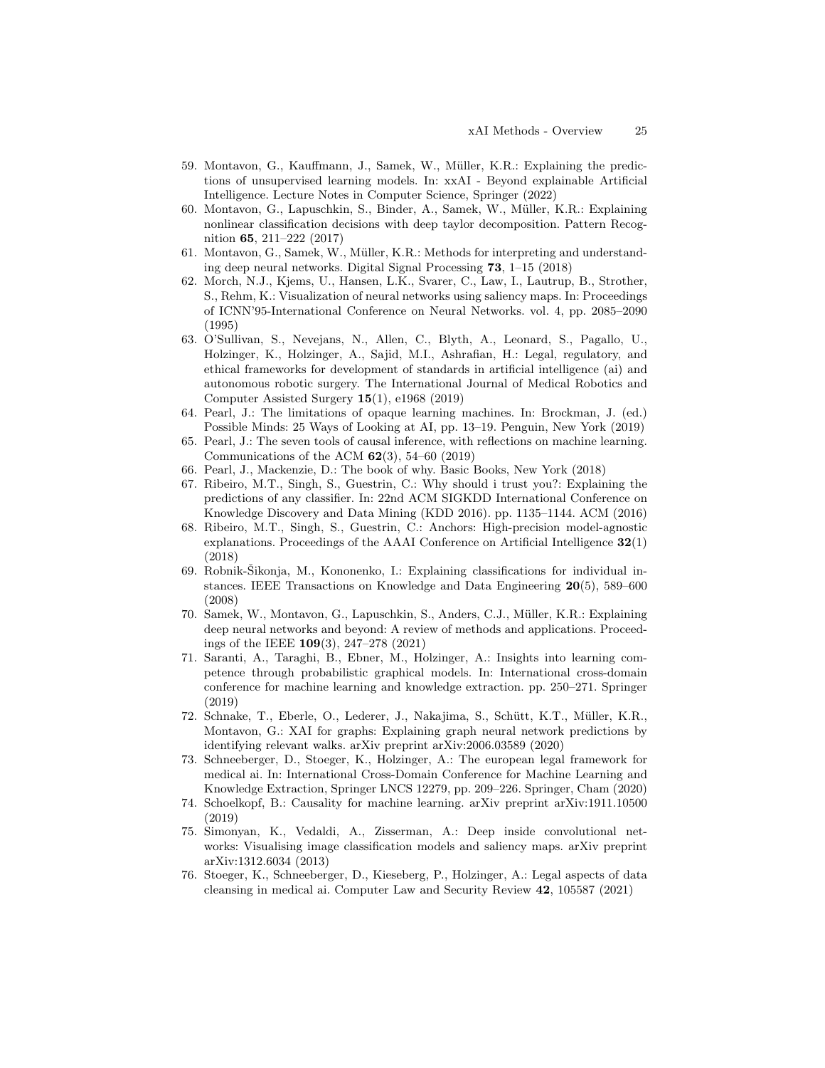59. Montavon, G., Kauffmann, J., Samek, W., Müller, K.R.: Explaining the predictions of unsupervised learning models. In: xxAI - Beyond explainable Artificial Intelligence. Lecture Notes in Computer Science, Springer (2022)
60. Montavon, G., Lapuschkin, S., Binder, A., Samek, W., Müller, K.R.: Explaining nonlinear classification decisions with deep taylor decomposition. Pattern Recognition **65**, 211–222 (2017)
61. Montavon, G., Samek, W., Müller, K.R.: Methods for interpreting and understanding deep neural networks. Digital Signal Processing **73**, 1–15 (2018)
62. Morch, N.J., Kjems, U., Hansen, L.K., Svarer, C., Law, I., Lautrup, B., Strother, S., Rehm, K.: Visualization of neural networks using saliency maps. In: Proceedings of ICNN'95-International Conference on Neural Networks. vol. 4, pp. 2085–2090 (1995)
63. O'Sullivan, S., Nevejans, N., Allen, C., Blyth, A., Leonard, S., Pagallo, U., Holzinger, K., Holzinger, A., Sajid, M.I., Ashrafian, H.: Legal, regulatory, and ethical frameworks for development of standards in artificial intelligence (ai) and autonomous robotic surgery. The International Journal of Medical Robotics and Computer Assisted Surgery **15**(1), e1968 (2019)
64. Pearl, J.: The limitations of opaque learning machines. In: Brockman, J. (ed.) Possible Minds: 25 Ways of Looking at AI, pp. 13–19. Penguin, New York (2019)
65. Pearl, J.: The seven tools of causal inference, with reflections on machine learning. Communications of the ACM **62**(3), 54–60 (2019)
66. Pearl, J., Mackenzie, D.: The book of why. Basic Books, New York (2018)
67. Ribeiro, M.T., Singh, S., Guestrin, C.: Why should i trust you?: Explaining the predictions of any classifier. In: 22nd ACM SIGKDD International Conference on Knowledge Discovery and Data Mining (KDD 2016). pp. 1135–1144. ACM (2016)
68. Ribeiro, M.T., Singh, S., Guestrin, C.: Anchors: High-precision model-agnostic explanations. Proceedings of the AAAI Conference on Artificial Intelligence **32**(1) (2018)
69. Robnik-Šikonja, M., Kononenko, I.: Explaining classifications for individual instances. IEEE Transactions on Knowledge and Data Engineering **20**(5), 589–600 (2008)
70. Samek, W., Montavon, G., Lapuschkin, S., Anders, C.J., Müller, K.R.: Explaining deep neural networks and beyond: A review of methods and applications. Proceedings of the IEEE **109**(3), 247–278 (2021)
71. Saranti, A., Taraghi, B., Ebner, M., Holzinger, A.: Insights into learning competence through probabilistic graphical models. In: International cross-domain conference for machine learning and knowledge extraction. pp. 250–271. Springer (2019)
72. Schnake, T., Eberle, O., Lederer, J., Nakajima, S., Schütt, K.T., Müller, K.R., Montavon, G.: XAI for graphs: Explaining graph neural network predictions by identifying relevant walks. arXiv preprint arXiv:2006.03589 (2020)
73. Schneeberger, D., Stoeger, K., Holzinger, A.: The european legal framework for medical ai. In: International Cross-Domain Conference for Machine Learning and Knowledge Extraction, Springer LNCS 12279, pp. 209–226. Springer, Cham (2020)
74. Schoelkopf, B.: Causality for machine learning. arXiv preprint arXiv:1911.10500 (2019)
75. Simonyan, K., Vedaldi, A., Zisserman, A.: Deep inside convolutional networks: Visualising image classification models and saliency maps. arXiv preprint arXiv:1312.6034 (2013)
76. Stoeger, K., Schneeberger, D., Kieseberg, P., Holzinger, A.: Legal aspects of data cleansing in medical ai. Computer Law and Security Review **42**, 105587 (2021)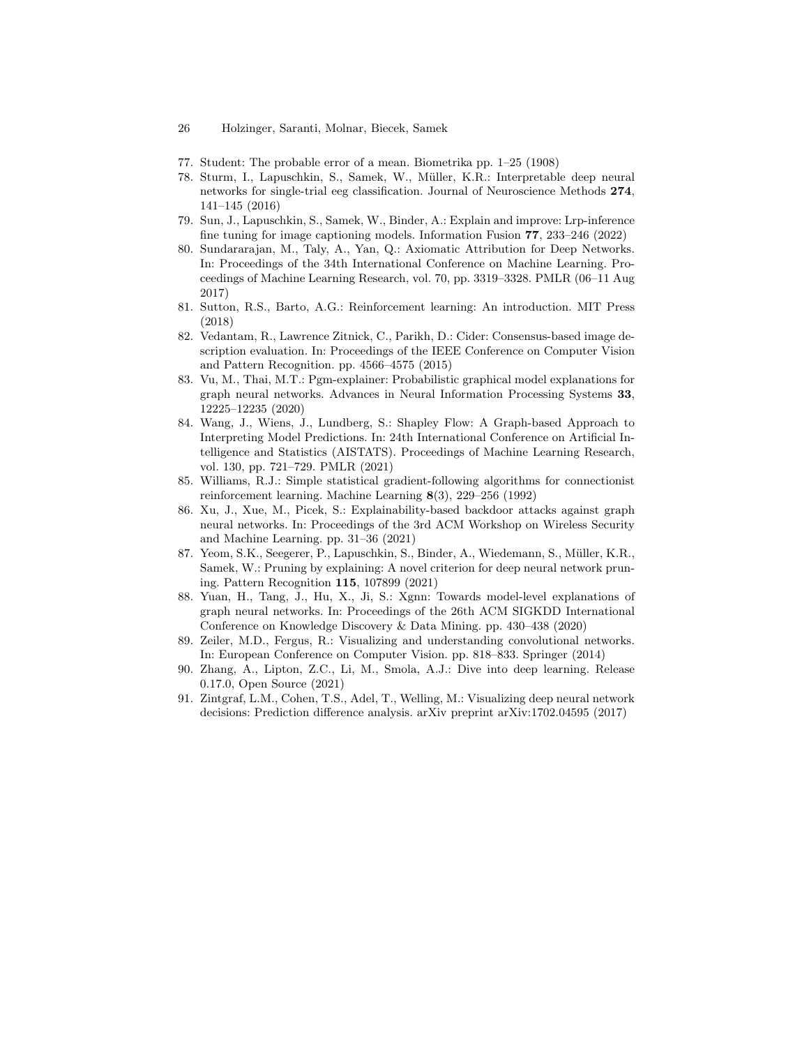77. Student: The probable error of a mean. Biometrika pp. 1–25 (1908)
78. Sturm, I., Lapuschkin, S., Samek, W., Müller, K.R.: Interpretable deep neural networks for single-trial eeg classification. Journal of Neuroscience Methods **274**, 141–145 (2016)
79. Sun, J., Lapuschkin, S., Samek, W., Binder, A.: Explain and improve: Lrp-inference fine tuning for image captioning models. Information Fusion **77**, 233–246 (2022)
80. Sundararajan, M., Taly, A., Yan, Q.: Axiomatic Attribution for Deep Networks. In: Proceedings of the 34th International Conference on Machine Learning. Proceedings of Machine Learning Research, vol. 70, pp. 3319–3328. PMLR (06–11 Aug 2017)
81. Sutton, R.S., Barto, A.G.: Reinforcement learning: An introduction. MIT Press (2018)
82. Vedantam, R., Lawrence Zitnick, C., Parikh, D.: Cider: Consensus-based image description evaluation. In: Proceedings of the IEEE Conference on Computer Vision and Pattern Recognition. pp. 4566–4575 (2015)
83. Vu, M., Thai, M.T.: Pgm-explainer: Probabilistic graphical model explanations for graph neural networks. Advances in Neural Information Processing Systems **33**, 12225–12235 (2020)
84. Wang, J., Wiens, J., Lundberg, S.: Shapley Flow: A Graph-based Approach to Interpreting Model Predictions. In: 24th International Conference on Artificial Intelligence and Statistics (AISTATS). Proceedings of Machine Learning Research, vol. 130, pp. 721–729. PMLR (2021)
85. Williams, R.J.: Simple statistical gradient-following algorithms for connectionist reinforcement learning. Machine Learning **8**(3), 229–256 (1992)
86. Xu, J., Xue, M., Picek, S.: Explainability-based backdoor attacks against graph neural networks. In: Proceedings of the 3rd ACM Workshop on Wireless Security and Machine Learning. pp. 31–36 (2021)
87. Yeom, S.K., Seegerer, P., Lapuschkin, S., Binder, A., Wiedemann, S., Müller, K.R., Samek, W.: Pruning by explaining: A novel criterion for deep neural network pruning. Pattern Recognition **115**, 107899 (2021)
88. Yuan, H., Tang, J., Hu, X., Ji, S.: Xgnn: Towards model-level explanations of graph neural networks. In: Proceedings of the 26th ACM SIGKDD International Conference on Knowledge Discovery & Data Mining. pp. 430–438 (2020)
89. Zeiler, M.D., Fergus, R.: Visualizing and understanding convolutional networks. In: European Conference on Computer Vision. pp. 818–833. Springer (2014)
90. Zhang, A., Lipton, Z.C., Li, M., Smola, A.J.: Dive into deep learning. Release 0.17.0, Open Source (2021)
91. Zintgraf, L.M., Cohen, T.S., Adel, T., Welling, M.: Visualizing deep neural network decisions: Prediction difference analysis. arXiv preprint arXiv:1702.04595 (2017)